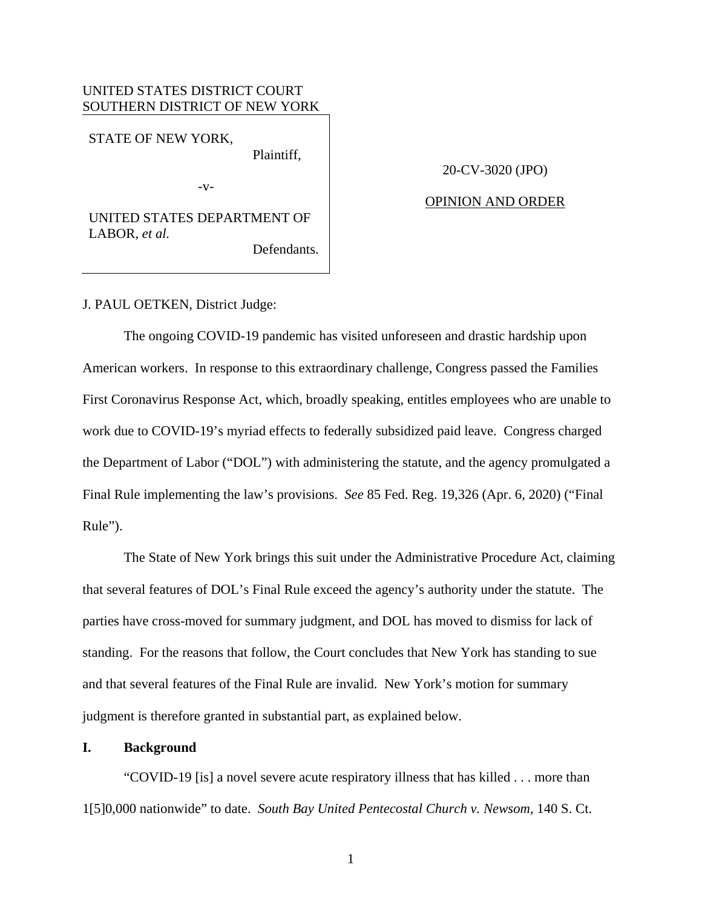UNITED STATES DISTRICT COURT
SOUTHERN DISTRICT OF NEW YORK

STATE OF NEW YORK,
Plaintiff,

-v-

UNITED STATES DEPARTMENT OF LABOR, *et al.*
Defendants.

20-CV-3020 (JPO)

OPINION AND ORDER

J. PAUL OETKEN, District Judge:

The ongoing COVID-19 pandemic has visited unforeseen and drastic hardship upon American workers. In response to this extraordinary challenge, Congress passed the Families First Coronavirus Response Act, which, broadly speaking, entitles employees who are unable to work due to COVID-19's myriad effects to federally subsidized paid leave. Congress charged the Department of Labor ("DOL") with administering the statute, and the agency promulgated a Final Rule implementing the law's provisions. *See* 85 Fed. Reg. 19,326 (Apr. 6, 2020) ("Final Rule").

The State of New York brings this suit under the Administrative Procedure Act, claiming that several features of DOL's Final Rule exceed the agency's authority under the statute. The parties have cross-moved for summary judgment, and DOL has moved to dismiss for lack of standing. For the reasons that follow, the Court concludes that New York has standing to sue and that several features of the Final Rule are invalid. New York's motion for summary judgment is therefore granted in substantial part, as explained below.

## I. Background

"COVID-19 [is] a novel severe acute respiratory illness that has killed . . . more than 1[5]0,000 nationwide" to date. *South Bay United Pentecostal Church v. Newsom*, 140 S. Ct.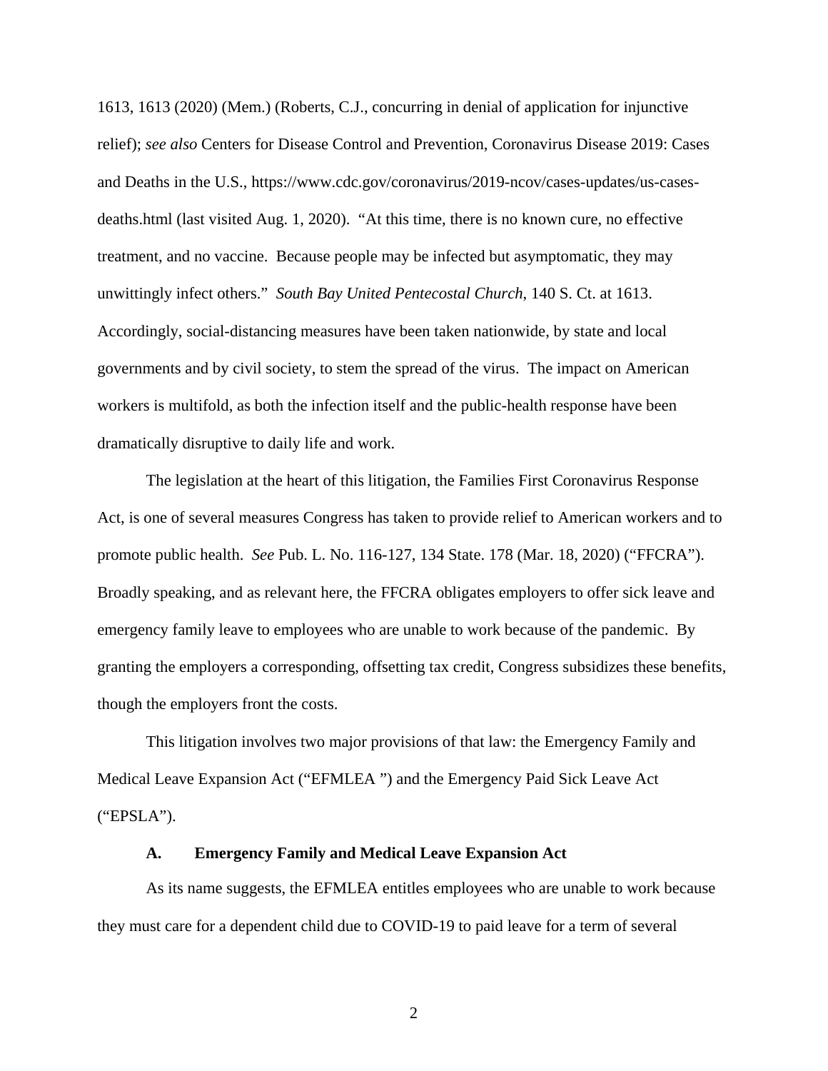1613, 1613 (2020) (Mem.) (Roberts, C.J., concurring in denial of application for injunctive relief); *see also* Centers for Disease Control and Prevention, Coronavirus Disease 2019: Cases and Deaths in the U.S., https://www.cdc.gov/coronavirus/2019-ncov/cases-updates/us-cases-deaths.html (last visited Aug. 1, 2020). "At this time, there is no known cure, no effective treatment, and no vaccine. Because people may be infected but asymptomatic, they may unwittingly infect others." *South Bay United Pentecostal Church*, 140 S. Ct. at 1613. Accordingly, social-distancing measures have been taken nationwide, by state and local governments and by civil society, to stem the spread of the virus. The impact on American workers is multifold, as both the infection itself and the public-health response have been dramatically disruptive to daily life and work.

The legislation at the heart of this litigation, the Families First Coronavirus Response Act, is one of several measures Congress has taken to provide relief to American workers and to promote public health. *See* Pub. L. No. 116-127, 134 State. 178 (Mar. 18, 2020) ("FFCRA"). Broadly speaking, and as relevant here, the FFCRA obligates employers to offer sick leave and emergency family leave to employees who are unable to work because of the pandemic. By granting the employers a corresponding, offsetting tax credit, Congress subsidizes these benefits, though the employers front the costs.

This litigation involves two major provisions of that law: the Emergency Family and Medical Leave Expansion Act ("EFMLEA ") and the Emergency Paid Sick Leave Act ("EPSLA").

### A. Emergency Family and Medical Leave Expansion Act

As its name suggests, the EFMLEA entitles employees who are unable to work because they must care for a dependent child due to COVID-19 to paid leave for a term of several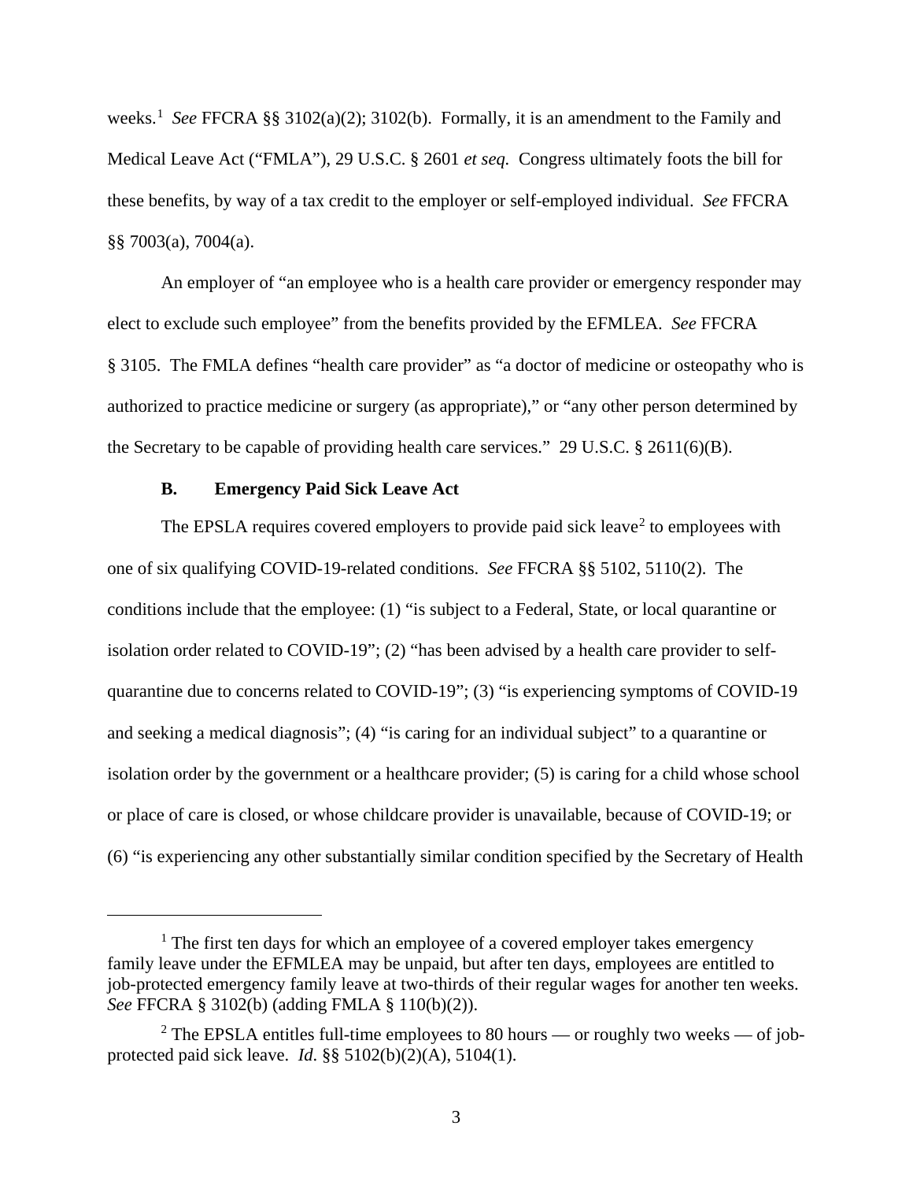weeks.[1] *See* FFCRA §§ 3102(a)(2); 3102(b). Formally, it is an amendment to the Family and Medical Leave Act ("FMLA"), 29 U.S.C. § 2601 *et seq.* Congress ultimately foots the bill for these benefits, by way of a tax credit to the employer or self-employed individual. *See* FFCRA §§ 7003(a), 7004(a).

An employer of "an employee who is a health care provider or emergency responder may elect to exclude such employee" from the benefits provided by the EFMLEA. *See* FFCRA § 3105. The FMLA defines "health care provider" as "a doctor of medicine or osteopathy who is authorized to practice medicine or surgery (as appropriate)," or "any other person determined by the Secretary to be capable of providing health care services." 29 U.S.C. § 2611(6)(B).

### B. Emergency Paid Sick Leave Act

The EPSLA requires covered employers to provide paid sick leave[2] to employees with one of six qualifying COVID-19-related conditions. *See* FFCRA §§ 5102, 5110(2). The conditions include that the employee: (1) "is subject to a Federal, State, or local quarantine or isolation order related to COVID-19"; (2) "has been advised by a health care provider to self-quarantine due to concerns related to COVID-19"; (3) "is experiencing symptoms of COVID-19 and seeking a medical diagnosis"; (4) "is caring for an individual subject" to a quarantine or isolation order by the government or a healthcare provider; (5) is caring for a child whose school or place of care is closed, or whose childcare provider is unavailable, because of COVID-19; or (6) "is experiencing any other substantially similar condition specified by the Secretary of Health

---

[1] The first ten days for which an employee of a covered employer takes emergency family leave under the EFMLEA may be unpaid, but after ten days, employees are entitled to job-protected emergency family leave at two-thirds of their regular wages for another ten weeks. *See* FFCRA § 3102(b) (adding FMLA § 110(b)(2)).

[2] The EPSLA entitles full-time employees to 80 hours — or roughly two weeks — of job-protected paid sick leave. *Id*. §§ 5102(b)(2)(A), 5104(1).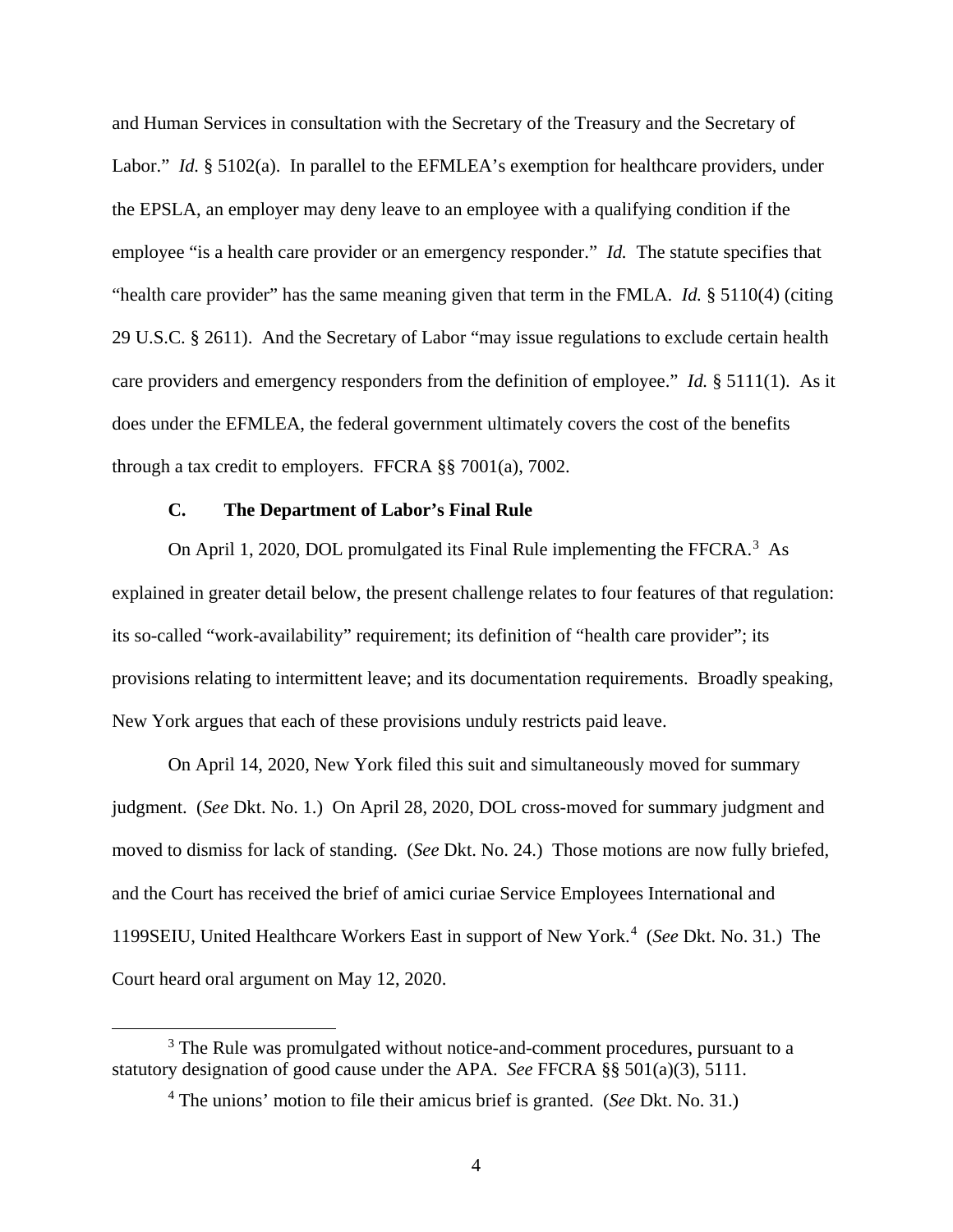and Human Services in consultation with the Secretary of the Treasury and the Secretary of Labor." *Id.* § 5102(a). In parallel to the EFMLEA's exemption for healthcare providers, under the EPSLA, an employer may deny leave to an employee with a qualifying condition if the employee "is a health care provider or an emergency responder." *Id.* The statute specifies that "health care provider" has the same meaning given that term in the FMLA. *Id.* § 5110(4) (citing 29 U.S.C. § 2611). And the Secretary of Labor "may issue regulations to exclude certain health care providers and emergency responders from the definition of employee." *Id.* § 5111(1). As it does under the EFMLEA, the federal government ultimately covers the cost of the benefits through a tax credit to employers. FFCRA §§ 7001(a), 7002.

### C. The Department of Labor's Final Rule

On April 1, 2020, DOL promulgated its Final Rule implementing the FFCRA.[3] As explained in greater detail below, the present challenge relates to four features of that regulation: its so-called "work-availability" requirement; its definition of "health care provider"; its provisions relating to intermittent leave; and its documentation requirements. Broadly speaking, New York argues that each of these provisions unduly restricts paid leave.

On April 14, 2020, New York filed this suit and simultaneously moved for summary judgment. (*See* Dkt. No. 1.) On April 28, 2020, DOL cross-moved for summary judgment and moved to dismiss for lack of standing. (*See* Dkt. No. 24.) Those motions are now fully briefed, and the Court has received the brief of amici curiae Service Employees International and 1199SEIU, United Healthcare Workers East in support of New York.[4] (*See* Dkt. No. 31.) The Court heard oral argument on May 12, 2020.

---

[3] The Rule was promulgated without notice-and-comment procedures, pursuant to a statutory designation of good cause under the APA. *See* FFCRA §§ 501(a)(3), 5111.

[4] The unions' motion to file their amicus brief is granted. (*See* Dkt. No. 31.)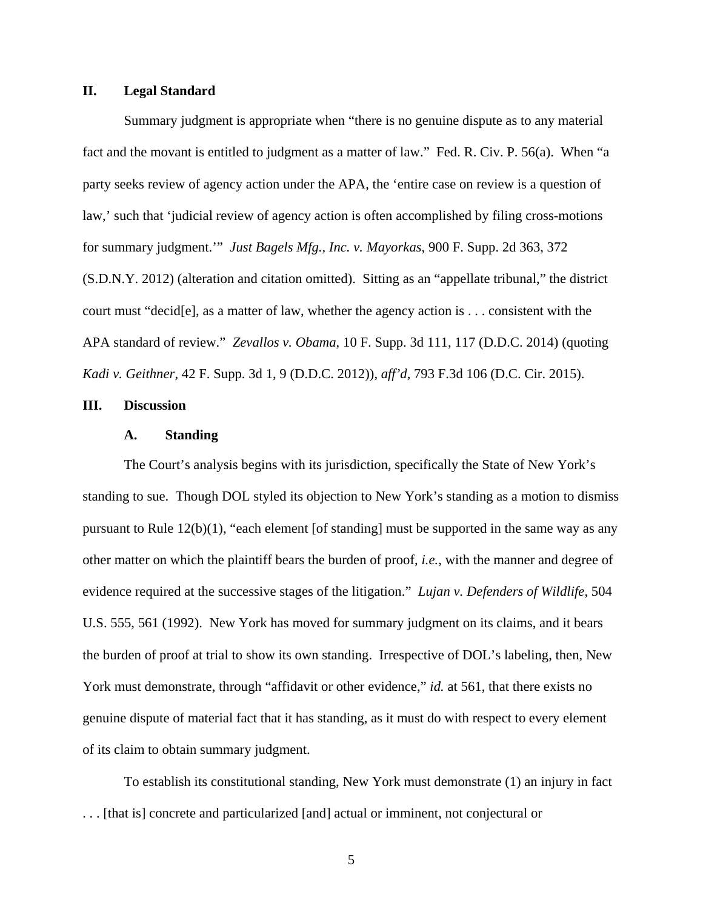## II. Legal Standard

Summary judgment is appropriate when "there is no genuine dispute as to any material fact and the movant is entitled to judgment as a matter of law." Fed. R. Civ. P. 56(a). When "a party seeks review of agency action under the APA, the 'entire case on review is a question of law,' such that 'judicial review of agency action is often accomplished by filing cross-motions for summary judgment.'" *Just Bagels Mfg., Inc. v. Mayorkas*, 900 F. Supp. 2d 363, 372 (S.D.N.Y. 2012) (alteration and citation omitted). Sitting as an "appellate tribunal," the district court must "decid[e], as a matter of law, whether the agency action is . . . consistent with the APA standard of review." *Zevallos v. Obama*, 10 F. Supp. 3d 111, 117 (D.D.C. 2014) (quoting *Kadi v. Geithner*, 42 F. Supp. 3d 1, 9 (D.D.C. 2012)), *aff'd*, 793 F.3d 106 (D.C. Cir. 2015).

## III. Discussion

### A. Standing

The Court's analysis begins with its jurisdiction, specifically the State of New York's standing to sue. Though DOL styled its objection to New York's standing as a motion to dismiss pursuant to Rule 12(b)(1), "each element [of standing] must be supported in the same way as any other matter on which the plaintiff bears the burden of proof, *i.e.*, with the manner and degree of evidence required at the successive stages of the litigation." *Lujan v. Defenders of Wildlife*, 504 U.S. 555, 561 (1992). New York has moved for summary judgment on its claims, and it bears the burden of proof at trial to show its own standing. Irrespective of DOL's labeling, then, New York must demonstrate, through "affidavit or other evidence," *id.* at 561, that there exists no genuine dispute of material fact that it has standing, as it must do with respect to every element of its claim to obtain summary judgment.

To establish its constitutional standing, New York must demonstrate (1) an injury in fact . . . [that is] concrete and particularized [and] actual or imminent, not conjectural or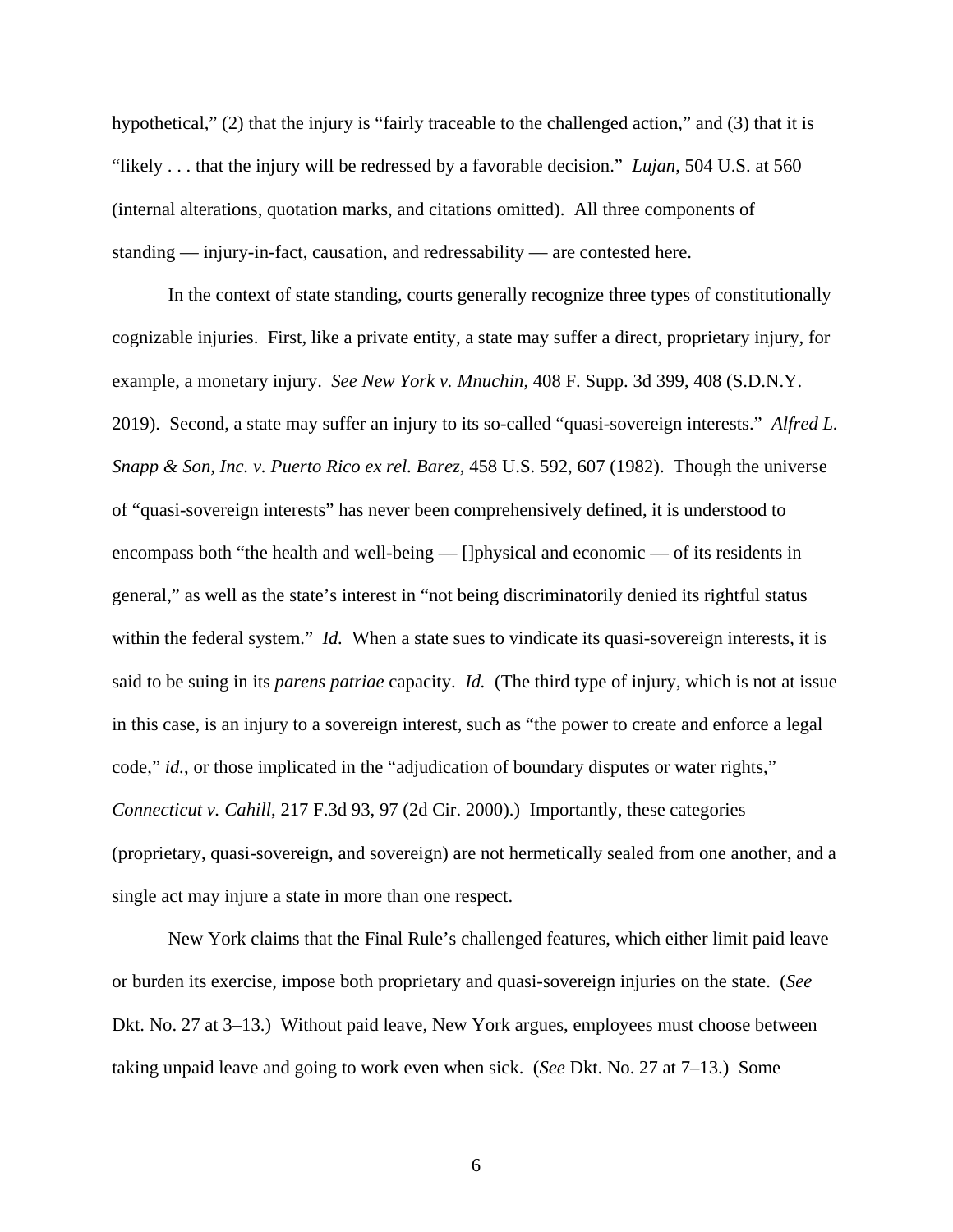hypothetical," (2) that the injury is "fairly traceable to the challenged action," and (3) that it is "likely . . . that the injury will be redressed by a favorable decision." *Lujan*, 504 U.S. at 560 (internal alterations, quotation marks, and citations omitted). All three components of standing — injury-in-fact, causation, and redressability — are contested here.

In the context of state standing, courts generally recognize three types of constitutionally cognizable injuries. First, like a private entity, a state may suffer a direct, proprietary injury, for example, a monetary injury. *See New York v. Mnuchin*, 408 F. Supp. 3d 399, 408 (S.D.N.Y. 2019). Second, a state may suffer an injury to its so-called "quasi-sovereign interests." *Alfred L. Snapp & Son, Inc. v. Puerto Rico ex rel. Barez*, 458 U.S. 592, 607 (1982). Though the universe of "quasi-sovereign interests" has never been comprehensively defined, it is understood to encompass both "the health and well-being — []physical and economic — of its residents in general," as well as the state's interest in "not being discriminatorily denied its rightful status within the federal system." *Id.* When a state sues to vindicate its quasi-sovereign interests, it is said to be suing in its *parens patriae* capacity. *Id.* (The third type of injury, which is not at issue in this case, is an injury to a sovereign interest, such as "the power to create and enforce a legal code," *id.*, or those implicated in the "adjudication of boundary disputes or water rights," *Connecticut v. Cahill*, 217 F.3d 93, 97 (2d Cir. 2000).) Importantly, these categories (proprietary, quasi-sovereign, and sovereign) are not hermetically sealed from one another, and a single act may injure a state in more than one respect.

New York claims that the Final Rule's challenged features, which either limit paid leave or burden its exercise, impose both proprietary and quasi-sovereign injuries on the state. (*See* Dkt. No. 27 at 3–13.) Without paid leave, New York argues, employees must choose between taking unpaid leave and going to work even when sick. (*See* Dkt. No. 27 at 7–13.) Some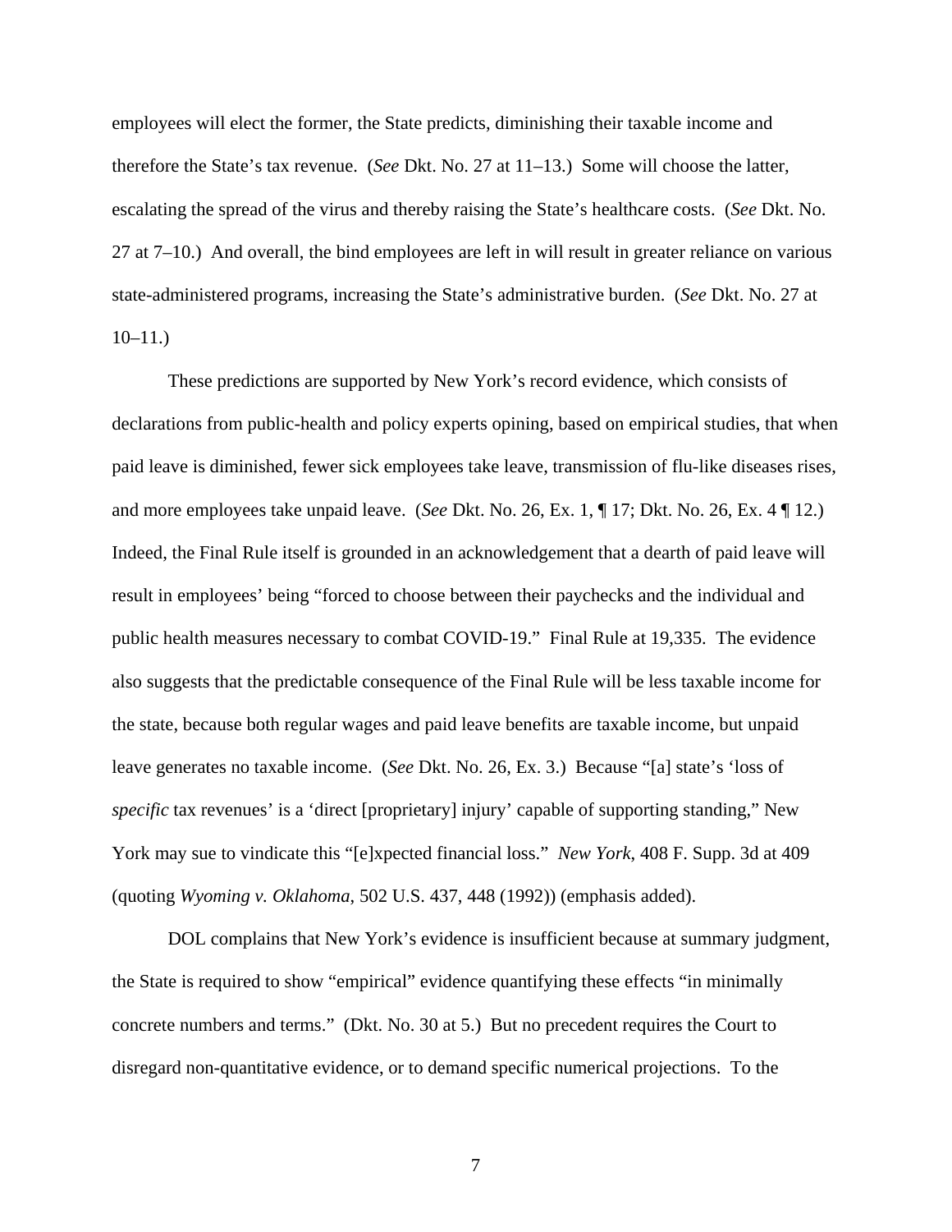employees will elect the former, the State predicts, diminishing their taxable income and therefore the State's tax revenue. (*See* Dkt. No. 27 at 11–13.) Some will choose the latter, escalating the spread of the virus and thereby raising the State's healthcare costs. (*See* Dkt. No. 27 at 7–10.) And overall, the bind employees are left in will result in greater reliance on various state-administered programs, increasing the State's administrative burden. (*See* Dkt. No. 27 at 10–11.)

These predictions are supported by New York's record evidence, which consists of declarations from public-health and policy experts opining, based on empirical studies, that when paid leave is diminished, fewer sick employees take leave, transmission of flu-like diseases rises, and more employees take unpaid leave. (*See* Dkt. No. 26, Ex. 1, ¶ 17; Dkt. No. 26, Ex. 4 ¶ 12.) Indeed, the Final Rule itself is grounded in an acknowledgement that a dearth of paid leave will result in employees' being "forced to choose between their paychecks and the individual and public health measures necessary to combat COVID-19." Final Rule at 19,335. The evidence also suggests that the predictable consequence of the Final Rule will be less taxable income for the state, because both regular wages and paid leave benefits are taxable income, but unpaid leave generates no taxable income. (*See* Dkt. No. 26, Ex. 3.) Because "[a] state's 'loss of *specific* tax revenues' is a 'direct [proprietary] injury' capable of supporting standing," New York may sue to vindicate this "[e]xpected financial loss." *New York*, 408 F. Supp. 3d at 409 (quoting *Wyoming v. Oklahoma*, 502 U.S. 437, 448 (1992)) (emphasis added).

DOL complains that New York's evidence is insufficient because at summary judgment, the State is required to show "empirical" evidence quantifying these effects "in minimally concrete numbers and terms." (Dkt. No. 30 at 5.) But no precedent requires the Court to disregard non-quantitative evidence, or to demand specific numerical projections. To the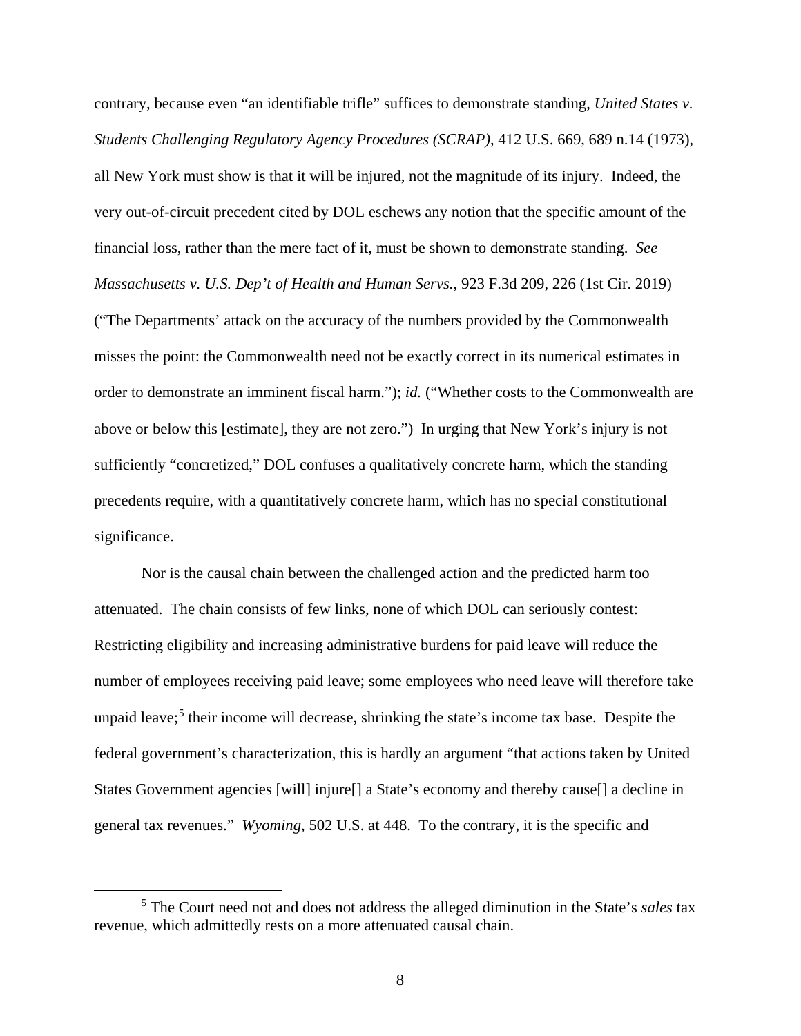contrary, because even "an identifiable trifle" suffices to demonstrate standing, *United States v. Students Challenging Regulatory Agency Procedures (SCRAP)*, 412 U.S. 669, 689 n.14 (1973), all New York must show is that it will be injured, not the magnitude of its injury. Indeed, the very out-of-circuit precedent cited by DOL eschews any notion that the specific amount of the financial loss, rather than the mere fact of it, must be shown to demonstrate standing. *See Massachusetts v. U.S. Dep't of Health and Human Servs.*, 923 F.3d 209, 226 (1st Cir. 2019) ("The Departments' attack on the accuracy of the numbers provided by the Commonwealth misses the point: the Commonwealth need not be exactly correct in its numerical estimates in order to demonstrate an imminent fiscal harm."); *id.* ("Whether costs to the Commonwealth are above or below this [estimate], they are not zero.") In urging that New York's injury is not sufficiently "concretized," DOL confuses a qualitatively concrete harm, which the standing precedents require, with a quantitatively concrete harm, which has no special constitutional significance.

Nor is the causal chain between the challenged action and the predicted harm too attenuated. The chain consists of few links, none of which DOL can seriously contest: Restricting eligibility and increasing administrative burdens for paid leave will reduce the number of employees receiving paid leave; some employees who need leave will therefore take unpaid leave;[5] their income will decrease, shrinking the state's income tax base. Despite the federal government's characterization, this is hardly an argument "that actions taken by United States Government agencies [will] injure[] a State's economy and thereby cause[] a decline in general tax revenues." *Wyoming*, 502 U.S. at 448. To the contrary, it is the specific and

[5] The Court need not and does not address the alleged diminution in the State's *sales* tax revenue, which admittedly rests on a more attenuated causal chain.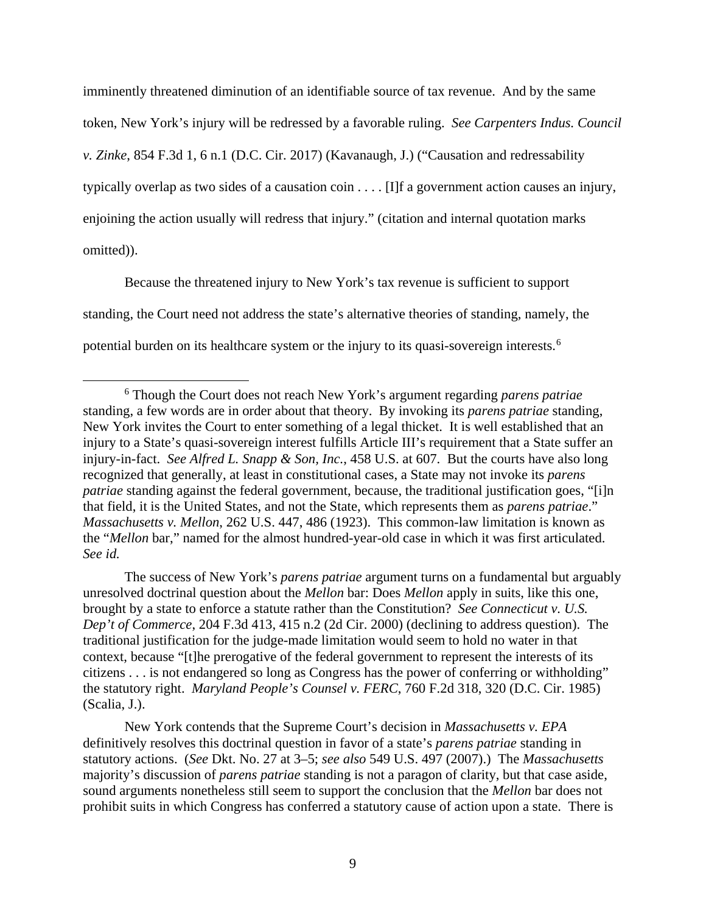imminently threatened diminution of an identifiable source of tax revenue. And by the same token, New York's injury will be redressed by a favorable ruling. *See Carpenters Indus. Council v. Zinke*, 854 F.3d 1, 6 n.1 (D.C. Cir. 2017) (Kavanaugh, J.) ("Causation and redressability typically overlap as two sides of a causation coin . . . . [I]f a government action causes an injury, enjoining the action usually will redress that injury." (citation and internal quotation marks omitted)).

Because the threatened injury to New York's tax revenue is sufficient to support standing, the Court need not address the state's alternative theories of standing, namely, the potential burden on its healthcare system or the injury to its quasi-sovereign interests.[6]

---

[6] Though the Court does not reach New York's argument regarding *parens patriae* standing, a few words are in order about that theory. By invoking its *parens patriae* standing, New York invites the Court to enter something of a legal thicket. It is well established that an injury to a State's quasi-sovereign interest fulfills Article III's requirement that a State suffer an injury-in-fact. *See Alfred L. Snapp & Son, Inc.*, 458 U.S. at 607. But the courts have also long recognized that generally, at least in constitutional cases, a State may not invoke its *parens patriae* standing against the federal government, because, the traditional justification goes, "[i]n that field, it is the United States, and not the State, which represents them as *parens patriae*." *Massachusetts v. Mellon*, 262 U.S. 447, 486 (1923). This common-law limitation is known as the "*Mellon* bar," named for the almost hundred-year-old case in which it was first articulated. *See id.*

The success of New York's *parens patriae* argument turns on a fundamental but arguably unresolved doctrinal question about the *Mellon* bar: Does *Mellon* apply in suits, like this one, brought by a state to enforce a statute rather than the Constitution? *See Connecticut v. U.S. Dep't of Commerce*, 204 F.3d 413, 415 n.2 (2d Cir. 2000) (declining to address question). The traditional justification for the judge-made limitation would seem to hold no water in that context, because "[t]he prerogative of the federal government to represent the interests of its citizens . . . is not endangered so long as Congress has the power of conferring or withholding" the statutory right. *Maryland People's Counsel v. FERC*, 760 F.2d 318, 320 (D.C. Cir. 1985) (Scalia, J.).

New York contends that the Supreme Court's decision in *Massachusetts v. EPA* definitively resolves this doctrinal question in favor of a state's *parens patriae* standing in statutory actions. (*See* Dkt. No. 27 at 3–5; *see also* 549 U.S. 497 (2007).) The *Massachusetts* majority's discussion of *parens patriae* standing is not a paragon of clarity, but that case aside, sound arguments nonetheless still seem to support the conclusion that the *Mellon* bar does not prohibit suits in which Congress has conferred a statutory cause of action upon a state. There is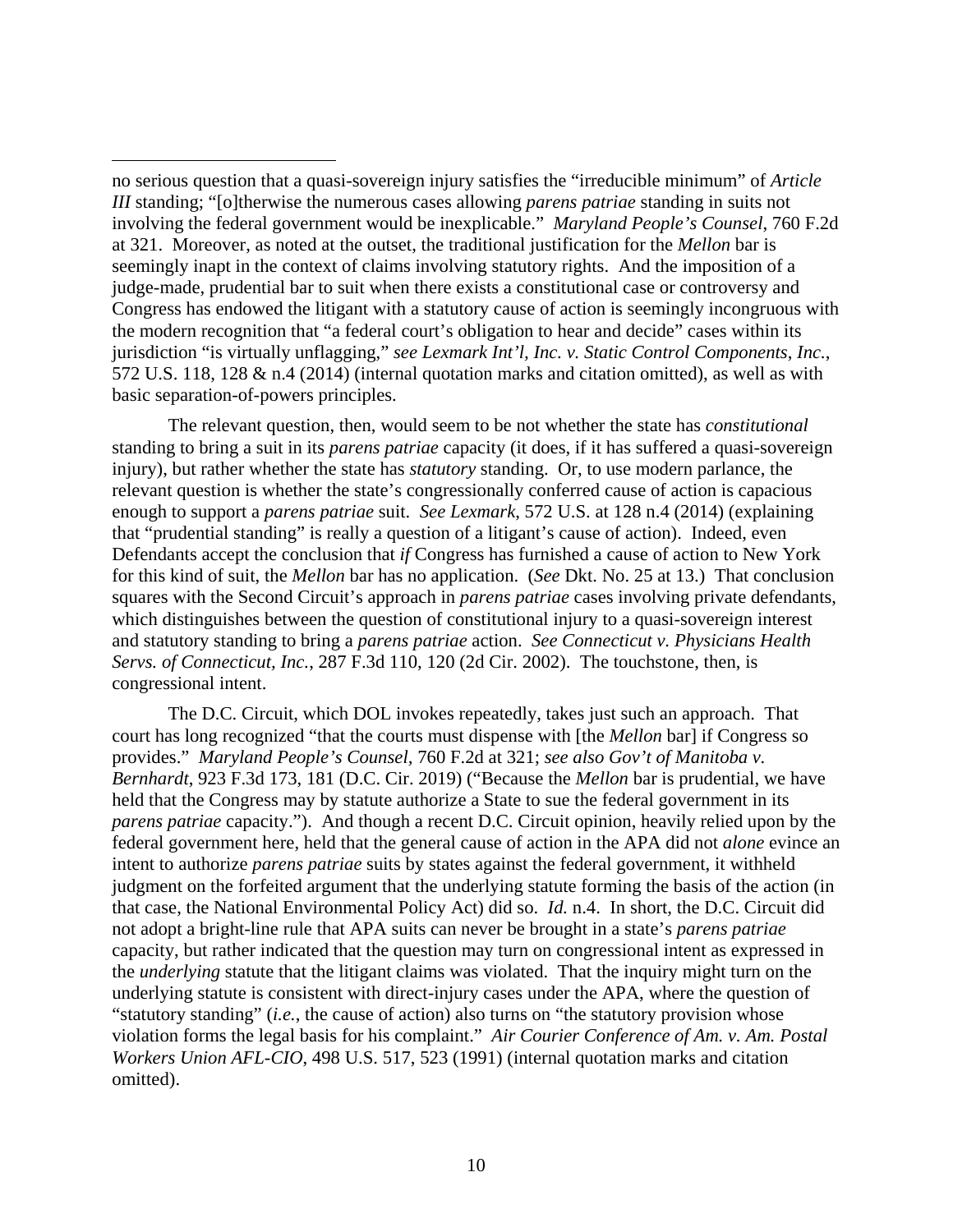no serious question that a quasi-sovereign injury satisfies the "irreducible minimum" of *Article III* standing; "[o]therwise the numerous cases allowing *parens patriae* standing in suits not involving the federal government would be inexplicable." *Maryland People's Counsel*, 760 F.2d at 321. Moreover, as noted at the outset, the traditional justification for the *Mellon* bar is seemingly inapt in the context of claims involving statutory rights. And the imposition of a judge-made, prudential bar to suit when there exists a constitutional case or controversy and Congress has endowed the litigant with a statutory cause of action is seemingly incongruous with the modern recognition that "a federal court's obligation to hear and decide" cases within its jurisdiction "is virtually unflagging," *see Lexmark Int'l, Inc. v. Static Control Components, Inc.*, 572 U.S. 118, 128 & n.4 (2014) (internal quotation marks and citation omitted), as well as with basic separation-of-powers principles.

The relevant question, then, would seem to be not whether the state has *constitutional* standing to bring a suit in its *parens patriae* capacity (it does, if it has suffered a quasi-sovereign injury), but rather whether the state has *statutory* standing. Or, to use modern parlance, the relevant question is whether the state's congressionally conferred cause of action is capacious enough to support a *parens patriae* suit. *See Lexmark*, 572 U.S. at 128 n.4 (2014) (explaining that "prudential standing" is really a question of a litigant's cause of action). Indeed, even Defendants accept the conclusion that *if* Congress has furnished a cause of action to New York for this kind of suit, the *Mellon* bar has no application. (*See* Dkt. No. 25 at 13.) That conclusion squares with the Second Circuit's approach in *parens patriae* cases involving private defendants, which distinguishes between the question of constitutional injury to a quasi-sovereign interest and statutory standing to bring a *parens patriae* action. *See Connecticut v. Physicians Health Servs. of Connecticut, Inc.*, 287 F.3d 110, 120 (2d Cir. 2002). The touchstone, then, is congressional intent.

The D.C. Circuit, which DOL invokes repeatedly, takes just such an approach. That court has long recognized "that the courts must dispense with [the *Mellon* bar] if Congress so provides." *Maryland People's Counsel*, 760 F.2d at 321; *see also Gov't of Manitoba v. Bernhardt*, 923 F.3d 173, 181 (D.C. Cir. 2019) ("Because the *Mellon* bar is prudential, we have held that the Congress may by statute authorize a State to sue the federal government in its *parens patriae* capacity."). And though a recent D.C. Circuit opinion, heavily relied upon by the federal government here, held that the general cause of action in the APA did not *alone* evince an intent to authorize *parens patriae* suits by states against the federal government, it withheld judgment on the forfeited argument that the underlying statute forming the basis of the action (in that case, the National Environmental Policy Act) did so. *Id.* n.4. In short, the D.C. Circuit did not adopt a bright-line rule that APA suits can never be brought in a state's *parens patriae* capacity, but rather indicated that the question may turn on congressional intent as expressed in the *underlying* statute that the litigant claims was violated. That the inquiry might turn on the underlying statute is consistent with direct-injury cases under the APA, where the question of "statutory standing" (*i.e.*, the cause of action) also turns on "the statutory provision whose violation forms the legal basis for his complaint." *Air Courier Conference of Am. v. Am. Postal Workers Union AFL-CIO*, 498 U.S. 517, 523 (1991) (internal quotation marks and citation omitted).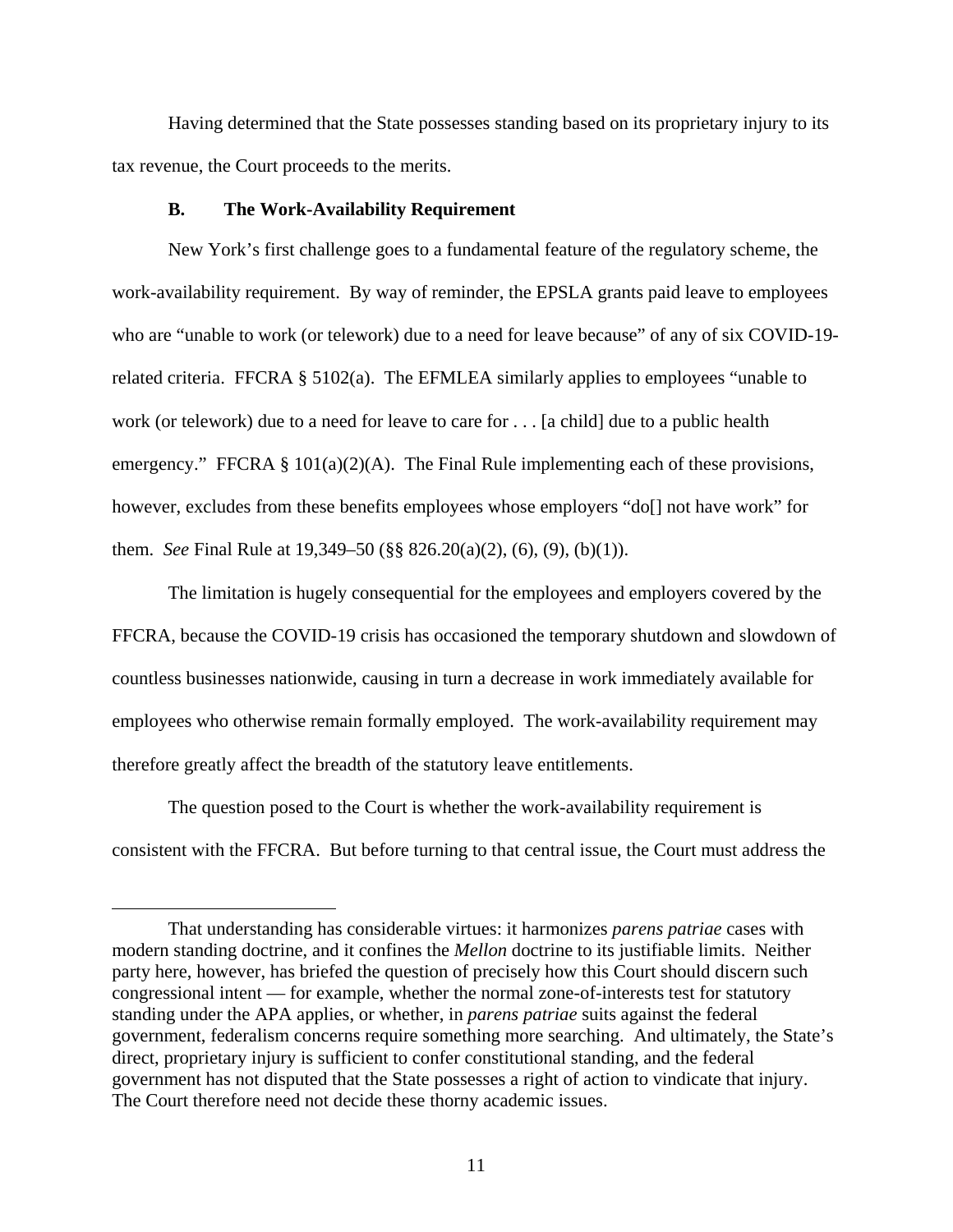Having determined that the State possesses standing based on its proprietary injury to its tax revenue, the Court proceeds to the merits.

### B. The Work-Availability Requirement

New York's first challenge goes to a fundamental feature of the regulatory scheme, the work-availability requirement. By way of reminder, the EPSLA grants paid leave to employees who are "unable to work (or telework) due to a need for leave because" of any of six COVID-19-related criteria. FFCRA § 5102(a). The EFMLEA similarly applies to employees "unable to work (or telework) due to a need for leave to care for . . . [a child] due to a public health emergency." FFCRA § 101(a)(2)(A). The Final Rule implementing each of these provisions, however, excludes from these benefits employees whose employers "do[] not have work" for them. *See* Final Rule at 19,349–50 (§§ 826.20(a)(2), (6), (9), (b)(1)).

The limitation is hugely consequential for the employees and employers covered by the FFCRA, because the COVID-19 crisis has occasioned the temporary shutdown and slowdown of countless businesses nationwide, causing in turn a decrease in work immediately available for employees who otherwise remain formally employed. The work-availability requirement may therefore greatly affect the breadth of the statutory leave entitlements.

The question posed to the Court is whether the work-availability requirement is consistent with the FFCRA. But before turning to that central issue, the Court must address the

---

That understanding has considerable virtues: it harmonizes *parens patriae* cases with modern standing doctrine, and it confines the *Mellon* doctrine to its justifiable limits. Neither party here, however, has briefed the question of precisely how this Court should discern such congressional intent — for example, whether the normal zone-of-interests test for statutory standing under the APA applies, or whether, in *parens patriae* suits against the federal government, federalism concerns require something more searching. And ultimately, the State's direct, proprietary injury is sufficient to confer constitutional standing, and the federal government has not disputed that the State possesses a right of action to vindicate that injury. The Court therefore need not decide these thorny academic issues.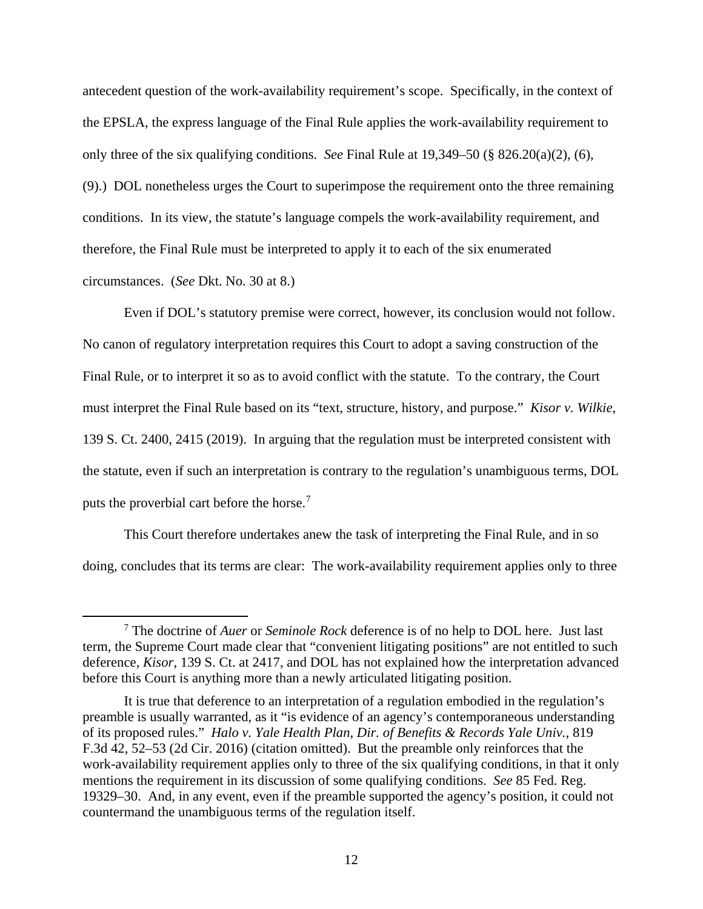antecedent question of the work-availability requirement's scope. Specifically, in the context of the EPSLA, the express language of the Final Rule applies the work-availability requirement to only three of the six qualifying conditions. *See* Final Rule at 19,349–50 (§ 826.20(a)(2), (6), (9).) DOL nonetheless urges the Court to superimpose the requirement onto the three remaining conditions. In its view, the statute's language compels the work-availability requirement, and therefore, the Final Rule must be interpreted to apply it to each of the six enumerated circumstances. (*See* Dkt. No. 30 at 8.)

Even if DOL's statutory premise were correct, however, its conclusion would not follow. No canon of regulatory interpretation requires this Court to adopt a saving construction of the Final Rule, or to interpret it so as to avoid conflict with the statute. To the contrary, the Court must interpret the Final Rule based on its "text, structure, history, and purpose." *Kisor v. Wilkie*, 139 S. Ct. 2400, 2415 (2019). In arguing that the regulation must be interpreted consistent with the statute, even if such an interpretation is contrary to the regulation's unambiguous terms, DOL puts the proverbial cart before the horse.[7]

This Court therefore undertakes anew the task of interpreting the Final Rule, and in so doing, concludes that its terms are clear: The work-availability requirement applies only to three

---

[7] The doctrine of *Auer* or *Seminole Rock* deference is of no help to DOL here. Just last term, the Supreme Court made clear that "convenient litigating positions" are not entitled to such deference, *Kisor*, 139 S. Ct. at 2417, and DOL has not explained how the interpretation advanced before this Court is anything more than a newly articulated litigating position.

It is true that deference to an interpretation of a regulation embodied in the regulation's preamble is usually warranted, as it "is evidence of an agency's contemporaneous understanding of its proposed rules." *Halo v. Yale Health Plan, Dir. of Benefits & Records Yale Univ.*, 819 F.3d 42, 52–53 (2d Cir. 2016) (citation omitted). But the preamble only reinforces that the work-availability requirement applies only to three of the six qualifying conditions, in that it only mentions the requirement in its discussion of some qualifying conditions. *See* 85 Fed. Reg. 19329–30. And, in any event, even if the preamble supported the agency's position, it could not countermand the unambiguous terms of the regulation itself.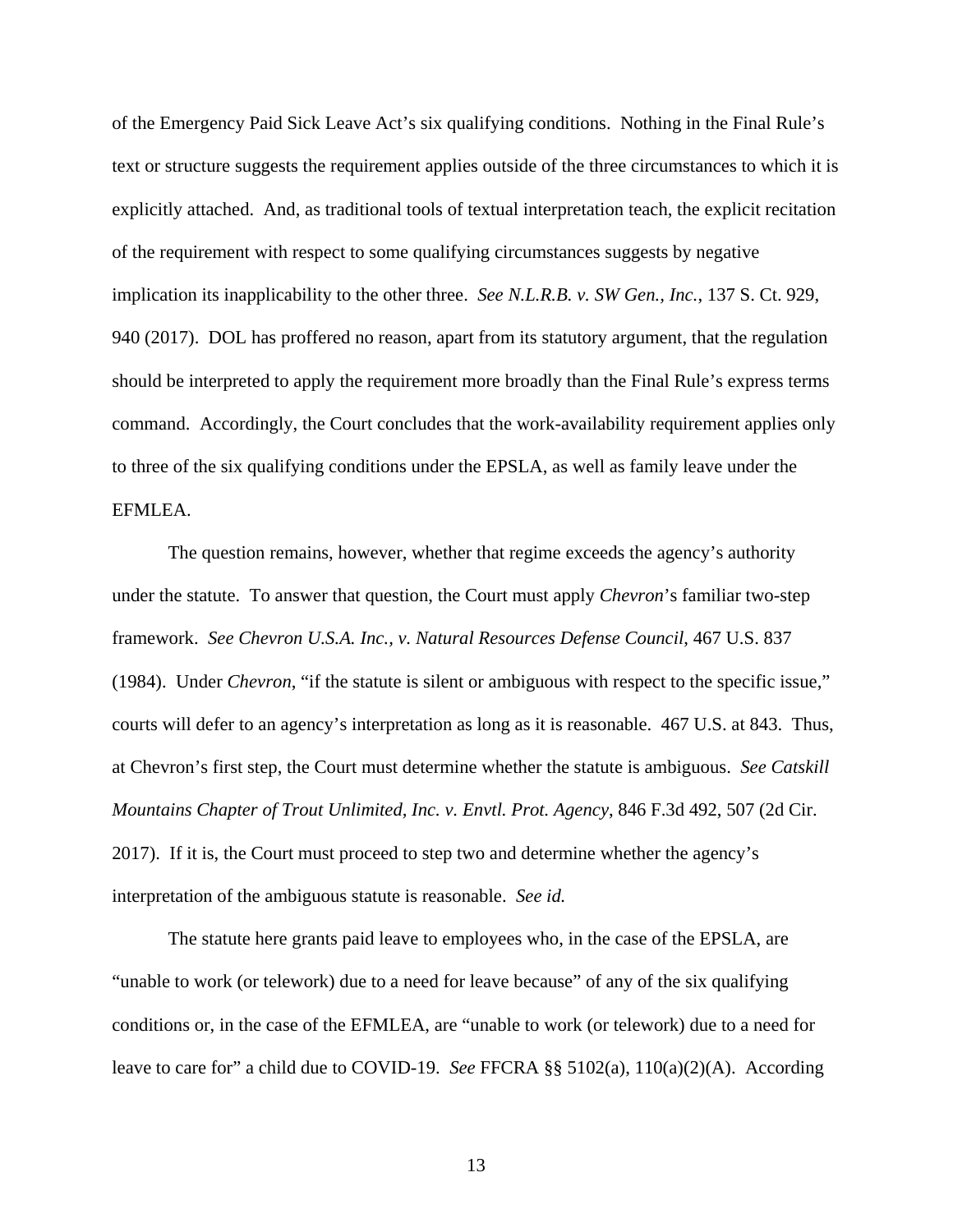of the Emergency Paid Sick Leave Act's six qualifying conditions. Nothing in the Final Rule's text or structure suggests the requirement applies outside of the three circumstances to which it is explicitly attached. And, as traditional tools of textual interpretation teach, the explicit recitation of the requirement with respect to some qualifying circumstances suggests by negative implication its inapplicability to the other three. *See N.L.R.B. v. SW Gen., Inc.*, 137 S. Ct. 929, 940 (2017). DOL has proffered no reason, apart from its statutory argument, that the regulation should be interpreted to apply the requirement more broadly than the Final Rule's express terms command. Accordingly, the Court concludes that the work-availability requirement applies only to three of the six qualifying conditions under the EPSLA, as well as family leave under the EFMLEA.

The question remains, however, whether that regime exceeds the agency's authority under the statute. To answer that question, the Court must apply *Chevron*'s familiar two-step framework. *See Chevron U.S.A. Inc., v. Natural Resources Defense Council,* 467 U.S. 837 (1984). Under *Chevron*, "if the statute is silent or ambiguous with respect to the specific issue," courts will defer to an agency's interpretation as long as it is reasonable. 467 U.S. at 843. Thus, at Chevron's first step, the Court must determine whether the statute is ambiguous. *See Catskill Mountains Chapter of Trout Unlimited, Inc. v. Envtl. Prot. Agency*, 846 F.3d 492, 507 (2d Cir. 2017). If it is, the Court must proceed to step two and determine whether the agency's interpretation of the ambiguous statute is reasonable. *See id.*

The statute here grants paid leave to employees who, in the case of the EPSLA, are "unable to work (or telework) due to a need for leave because" of any of the six qualifying conditions or, in the case of the EFMLEA, are "unable to work (or telework) due to a need for leave to care for" a child due to COVID-19. *See* FFCRA §§ 5102(a), 110(a)(2)(A). According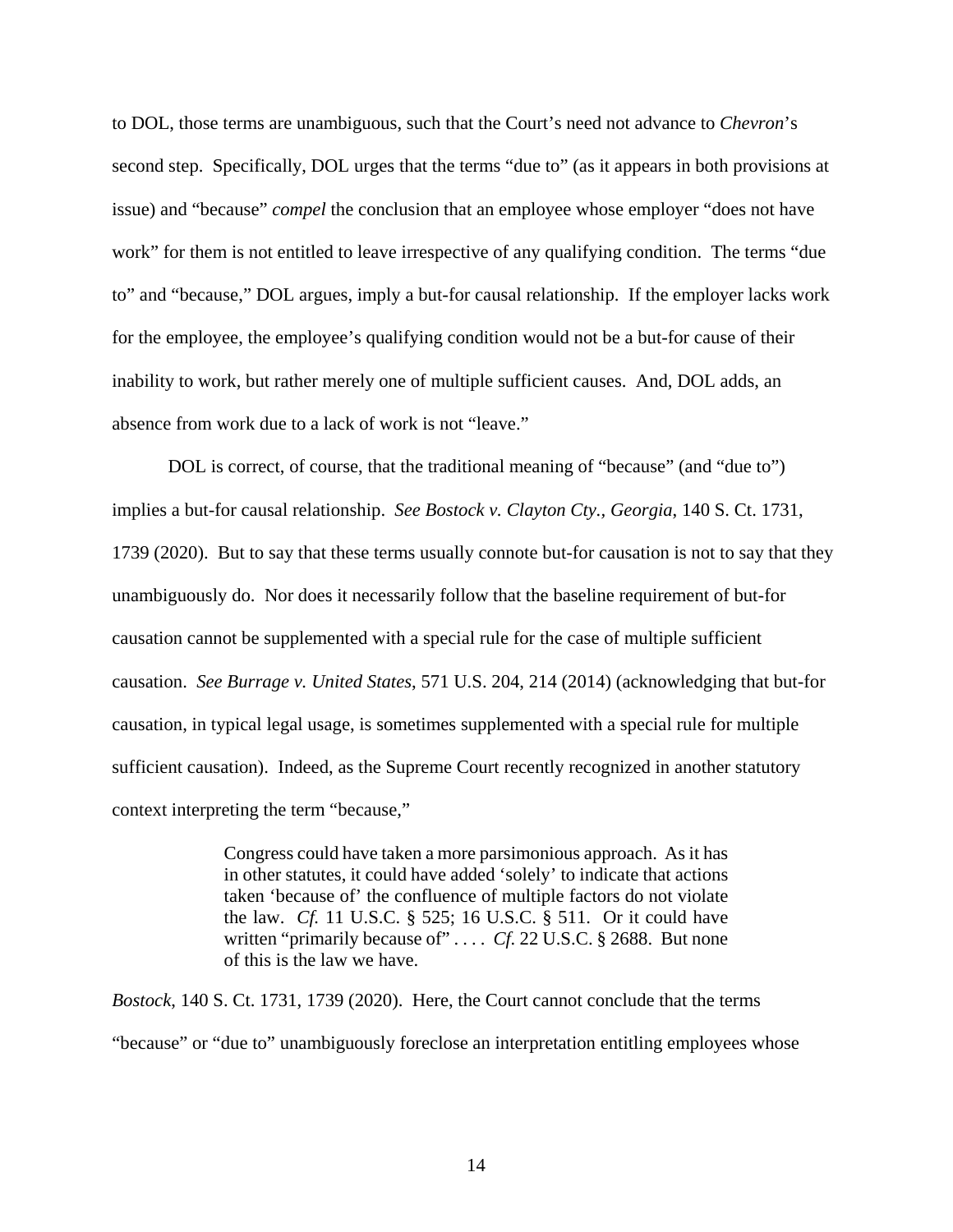to DOL, those terms are unambiguous, such that the Court's need not advance to *Chevron*'s second step. Specifically, DOL urges that the terms "due to" (as it appears in both provisions at issue) and "because" *compel* the conclusion that an employee whose employer "does not have work" for them is not entitled to leave irrespective of any qualifying condition. The terms "due to" and "because," DOL argues, imply a but-for causal relationship. If the employer lacks work for the employee, the employee's qualifying condition would not be a but-for cause of their inability to work, but rather merely one of multiple sufficient causes. And, DOL adds, an absence from work due to a lack of work is not "leave."

DOL is correct, of course, that the traditional meaning of "because" (and "due to") implies a but-for causal relationship. *See Bostock v. Clayton Cty., Georgia*, 140 S. Ct. 1731, 1739 (2020). But to say that these terms usually connote but-for causation is not to say that they unambiguously do. Nor does it necessarily follow that the baseline requirement of but-for causation cannot be supplemented with a special rule for the case of multiple sufficient causation. *See Burrage v. United States*, 571 U.S. 204, 214 (2014) (acknowledging that but-for causation, in typical legal usage, is sometimes supplemented with a special rule for multiple sufficient causation). Indeed, as the Supreme Court recently recognized in another statutory context interpreting the term "because,"

> Congress could have taken a more parsimonious approach. As it has in other statutes, it could have added 'solely' to indicate that actions taken 'because of' the confluence of multiple factors do not violate the law. *Cf.* 11 U.S.C. § 525; 16 U.S.C. § 511. Or it could have written "primarily because of" . . . . *Cf.* 22 U.S.C. § 2688. But none of this is the law we have.

*Bostock*, 140 S. Ct. 1731, 1739 (2020). Here, the Court cannot conclude that the terms "because" or "due to" unambiguously foreclose an interpretation entitling employees whose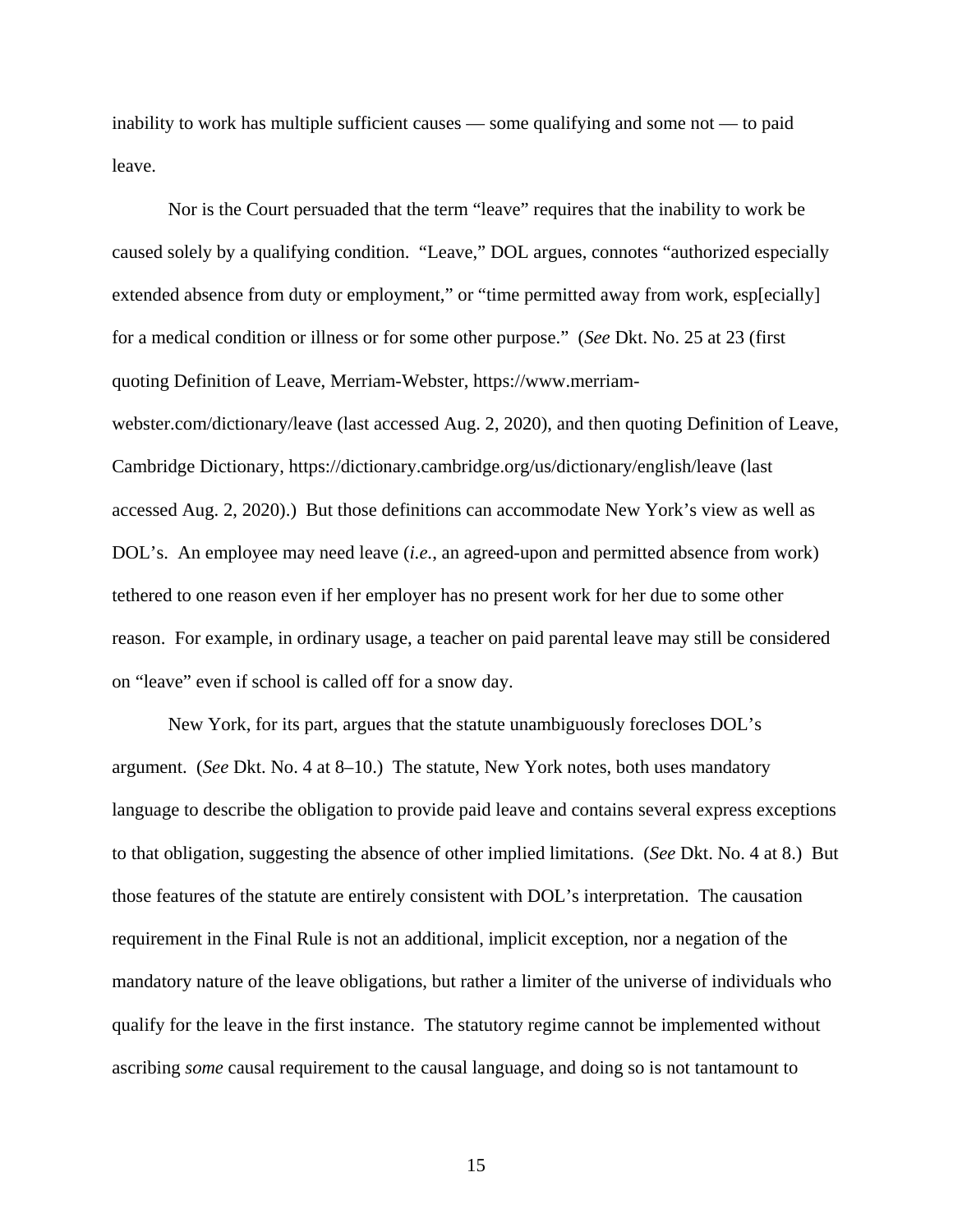inability to work has multiple sufficient causes — some qualifying and some not — to paid leave.

Nor is the Court persuaded that the term "leave" requires that the inability to work be caused solely by a qualifying condition. "Leave," DOL argues, connotes "authorized especially extended absence from duty or employment," or "time permitted away from work, esp[ecially] for a medical condition or illness or for some other purpose." (*See* Dkt. No. 25 at 23 (first quoting Definition of Leave, Merriam-Webster, https://www.merriam-webster.com/dictionary/leave (last accessed Aug. 2, 2020), and then quoting Definition of Leave, Cambridge Dictionary, https://dictionary.cambridge.org/us/dictionary/english/leave (last accessed Aug. 2, 2020).) But those definitions can accommodate New York's view as well as DOL's. An employee may need leave (*i.e.*, an agreed-upon and permitted absence from work) tethered to one reason even if her employer has no present work for her due to some other reason. For example, in ordinary usage, a teacher on paid parental leave may still be considered on "leave" even if school is called off for a snow day.

New York, for its part, argues that the statute unambiguously forecloses DOL's argument. (*See* Dkt. No. 4 at 8–10.) The statute, New York notes, both uses mandatory language to describe the obligation to provide paid leave and contains several express exceptions to that obligation, suggesting the absence of other implied limitations. (*See* Dkt. No. 4 at 8.) But those features of the statute are entirely consistent with DOL's interpretation. The causation requirement in the Final Rule is not an additional, implicit exception, nor a negation of the mandatory nature of the leave obligations, but rather a limiter of the universe of individuals who qualify for the leave in the first instance. The statutory regime cannot be implemented without ascribing *some* causal requirement to the causal language, and doing so is not tantamount to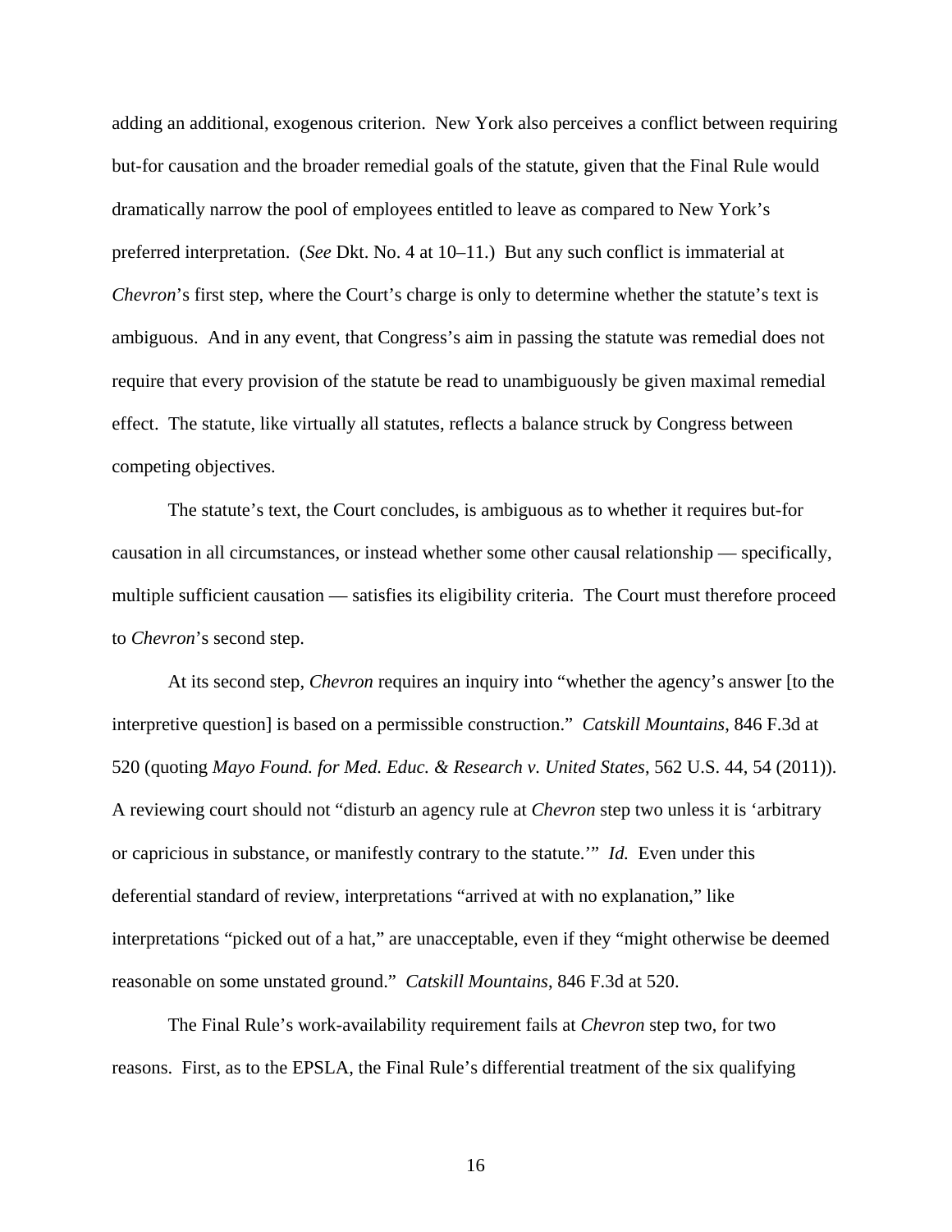adding an additional, exogenous criterion. New York also perceives a conflict between requiring but-for causation and the broader remedial goals of the statute, given that the Final Rule would dramatically narrow the pool of employees entitled to leave as compared to New York's preferred interpretation. (*See* Dkt. No. 4 at 10–11.) But any such conflict is immaterial at *Chevron*'s first step, where the Court's charge is only to determine whether the statute's text is ambiguous. And in any event, that Congress's aim in passing the statute was remedial does not require that every provision of the statute be read to unambiguously be given maximal remedial effect. The statute, like virtually all statutes, reflects a balance struck by Congress between competing objectives.

The statute's text, the Court concludes, is ambiguous as to whether it requires but-for causation in all circumstances, or instead whether some other causal relationship — specifically, multiple sufficient causation — satisfies its eligibility criteria. The Court must therefore proceed to *Chevron*'s second step.

At its second step, *Chevron* requires an inquiry into "whether the agency's answer [to the interpretive question] is based on a permissible construction." *Catskill Mountains*, 846 F.3d at 520 (quoting *Mayo Found. for Med. Educ. & Research v. United States*, 562 U.S. 44, 54 (2011)). A reviewing court should not "disturb an agency rule at *Chevron* step two unless it is 'arbitrary or capricious in substance, or manifestly contrary to the statute.'" *Id.* Even under this deferential standard of review, interpretations "arrived at with no explanation," like interpretations "picked out of a hat," are unacceptable, even if they "might otherwise be deemed reasonable on some unstated ground." *Catskill Mountains*, 846 F.3d at 520.

The Final Rule's work-availability requirement fails at *Chevron* step two, for two reasons. First, as to the EPSLA, the Final Rule's differential treatment of the six qualifying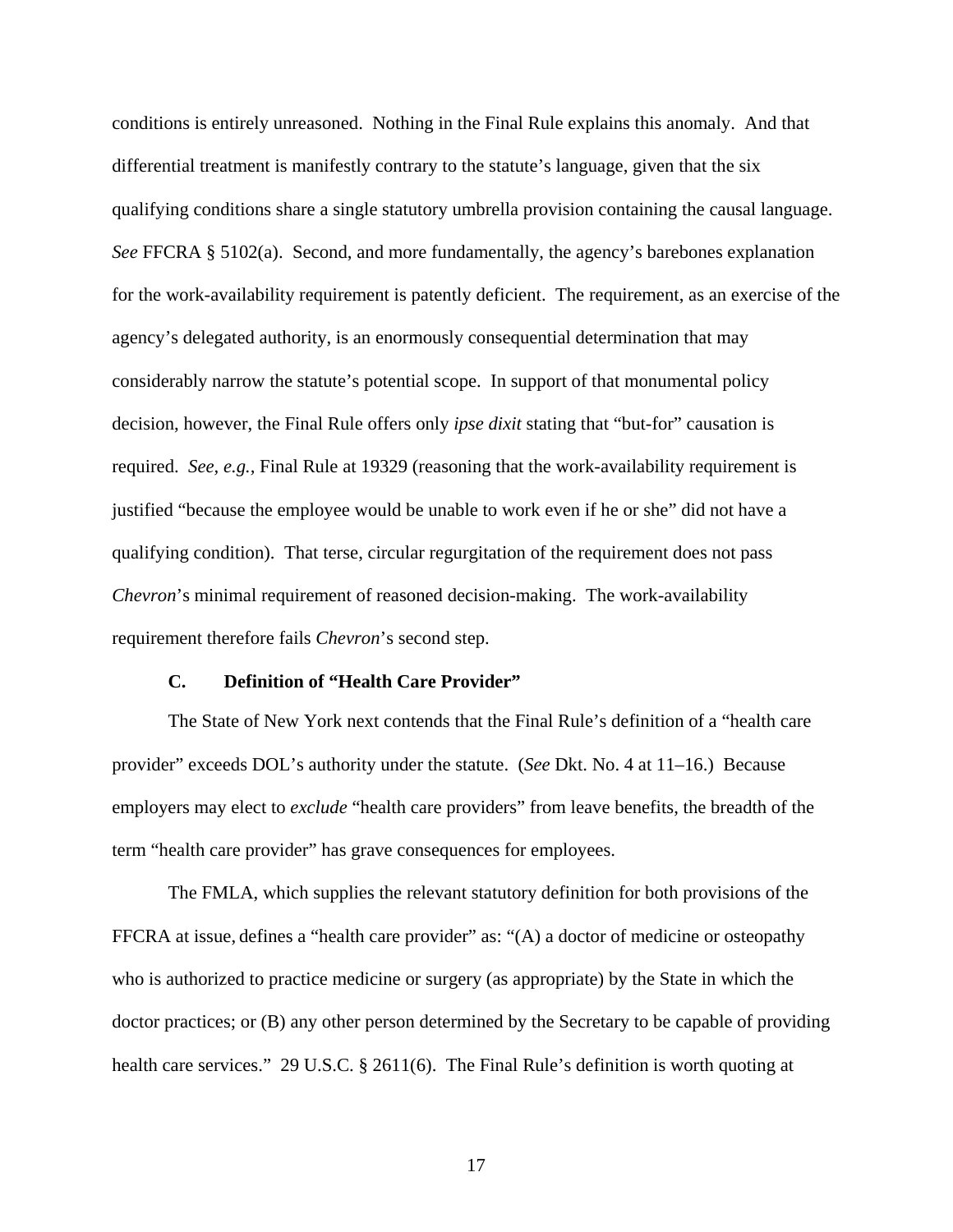conditions is entirely unreasoned. Nothing in the Final Rule explains this anomaly. And that differential treatment is manifestly contrary to the statute's language, given that the six qualifying conditions share a single statutory umbrella provision containing the causal language. *See* FFCRA § 5102(a). Second, and more fundamentally, the agency's barebones explanation for the work-availability requirement is patently deficient. The requirement, as an exercise of the agency's delegated authority, is an enormously consequential determination that may considerably narrow the statute's potential scope. In support of that monumental policy decision, however, the Final Rule offers only *ipse dixit* stating that "but-for" causation is required. *See, e.g.*, Final Rule at 19329 (reasoning that the work-availability requirement is justified "because the employee would be unable to work even if he or she" did not have a qualifying condition). That terse, circular regurgitation of the requirement does not pass *Chevron*'s minimal requirement of reasoned decision-making. The work-availability requirement therefore fails *Chevron*'s second step.

### C. Definition of "Health Care Provider"

The State of New York next contends that the Final Rule's definition of a "health care provider" exceeds DOL's authority under the statute. (*See* Dkt. No. 4 at 11–16.) Because employers may elect to *exclude* "health care providers" from leave benefits, the breadth of the term "health care provider" has grave consequences for employees.

The FMLA, which supplies the relevant statutory definition for both provisions of the FFCRA at issue, defines a "health care provider" as: "(A) a doctor of medicine or osteopathy who is authorized to practice medicine or surgery (as appropriate) by the State in which the doctor practices; or (B) any other person determined by the Secretary to be capable of providing health care services." 29 U.S.C. § 2611(6). The Final Rule's definition is worth quoting at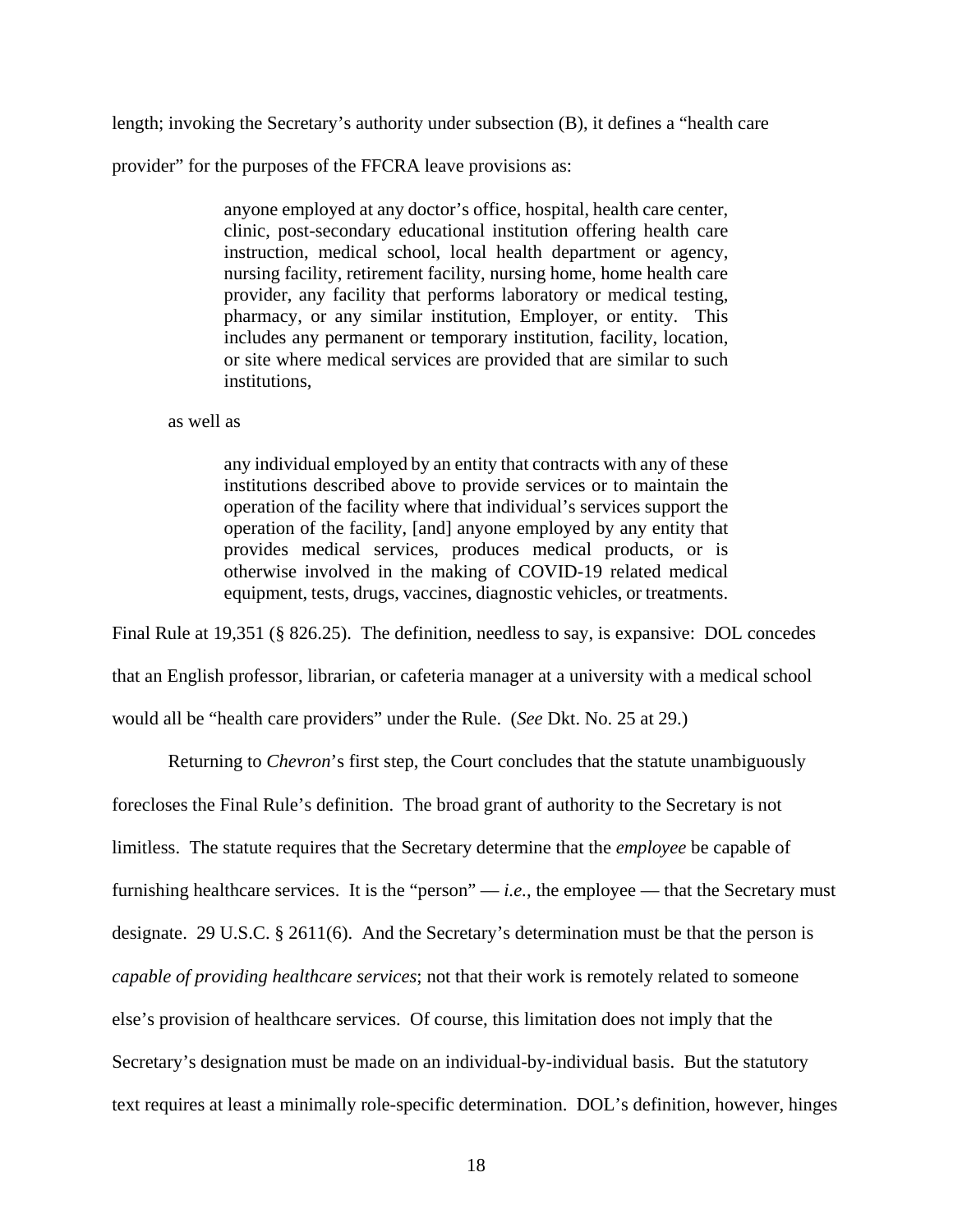length; invoking the Secretary's authority under subsection (B), it defines a "health care provider" for the purposes of the FFCRA leave provisions as:

> anyone employed at any doctor's office, hospital, health care center, clinic, post-secondary educational institution offering health care instruction, medical school, local health department or agency, nursing facility, retirement facility, nursing home, home health care provider, any facility that performs laboratory or medical testing, pharmacy, or any similar institution, Employer, or entity. This includes any permanent or temporary institution, facility, location, or site where medical services are provided that are similar to such institutions,

as well as

> any individual employed by an entity that contracts with any of these institutions described above to provide services or to maintain the operation of the facility where that individual's services support the operation of the facility, [and] anyone employed by any entity that provides medical services, produces medical products, or is otherwise involved in the making of COVID-19 related medical equipment, tests, drugs, vaccines, diagnostic vehicles, or treatments.

Final Rule at 19,351 (§ 826.25). The definition, needless to say, is expansive: DOL concedes that an English professor, librarian, or cafeteria manager at a university with a medical school would all be "health care providers" under the Rule. (*See* Dkt. No. 25 at 29.)

Returning to *Chevron*'s first step, the Court concludes that the statute unambiguously forecloses the Final Rule's definition. The broad grant of authority to the Secretary is not limitless. The statute requires that the Secretary determine that the *employee* be capable of furnishing healthcare services. It is the "person" — *i.e.*, the employee — that the Secretary must designate. 29 U.S.C. § 2611(6). And the Secretary's determination must be that the person is *capable of providing healthcare services*; not that their work is remotely related to someone else's provision of healthcare services. Of course, this limitation does not imply that the Secretary's designation must be made on an individual-by-individual basis. But the statutory text requires at least a minimally role-specific determination. DOL's definition, however, hinges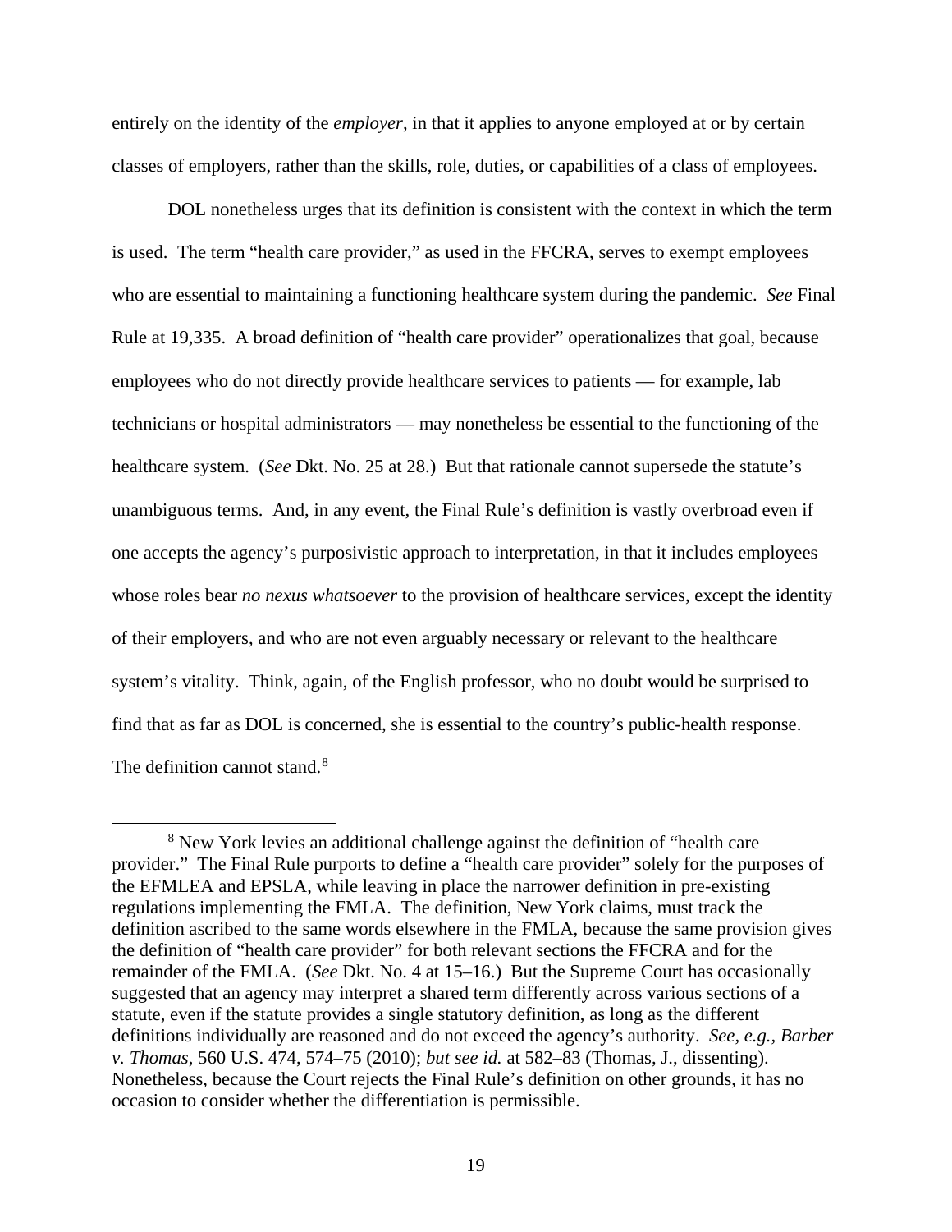entirely on the identity of the *employer*, in that it applies to anyone employed at or by certain classes of employers, rather than the skills, role, duties, or capabilities of a class of employees.

DOL nonetheless urges that its definition is consistent with the context in which the term is used. The term "health care provider," as used in the FFCRA, serves to exempt employees who are essential to maintaining a functioning healthcare system during the pandemic. *See* Final Rule at 19,335. A broad definition of "health care provider" operationalizes that goal, because employees who do not directly provide healthcare services to patients — for example, lab technicians or hospital administrators — may nonetheless be essential to the functioning of the healthcare system. (*See* Dkt. No. 25 at 28.) But that rationale cannot supersede the statute's unambiguous terms. And, in any event, the Final Rule's definition is vastly overbroad even if one accepts the agency's purposivistic approach to interpretation, in that it includes employees whose roles bear *no nexus whatsoever* to the provision of healthcare services, except the identity of their employers, and who are not even arguably necessary or relevant to the healthcare system's vitality. Think, again, of the English professor, who no doubt would be surprised to find that as far as DOL is concerned, she is essential to the country's public-health response. The definition cannot stand.[8]

---

[8] New York levies an additional challenge against the definition of "health care provider." The Final Rule purports to define a "health care provider" solely for the purposes of the EFMLEA and EPSLA, while leaving in place the narrower definition in pre-existing regulations implementing the FMLA. The definition, New York claims, must track the definition ascribed to the same words elsewhere in the FMLA, because the same provision gives the definition of "health care provider" for both relevant sections the FFCRA and for the remainder of the FMLA. (*See* Dkt. No. 4 at 15–16.) But the Supreme Court has occasionally suggested that an agency may interpret a shared term differently across various sections of a statute, even if the statute provides a single statutory definition, as long as the different definitions individually are reasoned and do not exceed the agency's authority. *See, e.g., Barber v. Thomas*, 560 U.S. 474, 574–75 (2010); *but see id.* at 582–83 (Thomas, J., dissenting). Nonetheless, because the Court rejects the Final Rule's definition on other grounds, it has no occasion to consider whether the differentiation is permissible.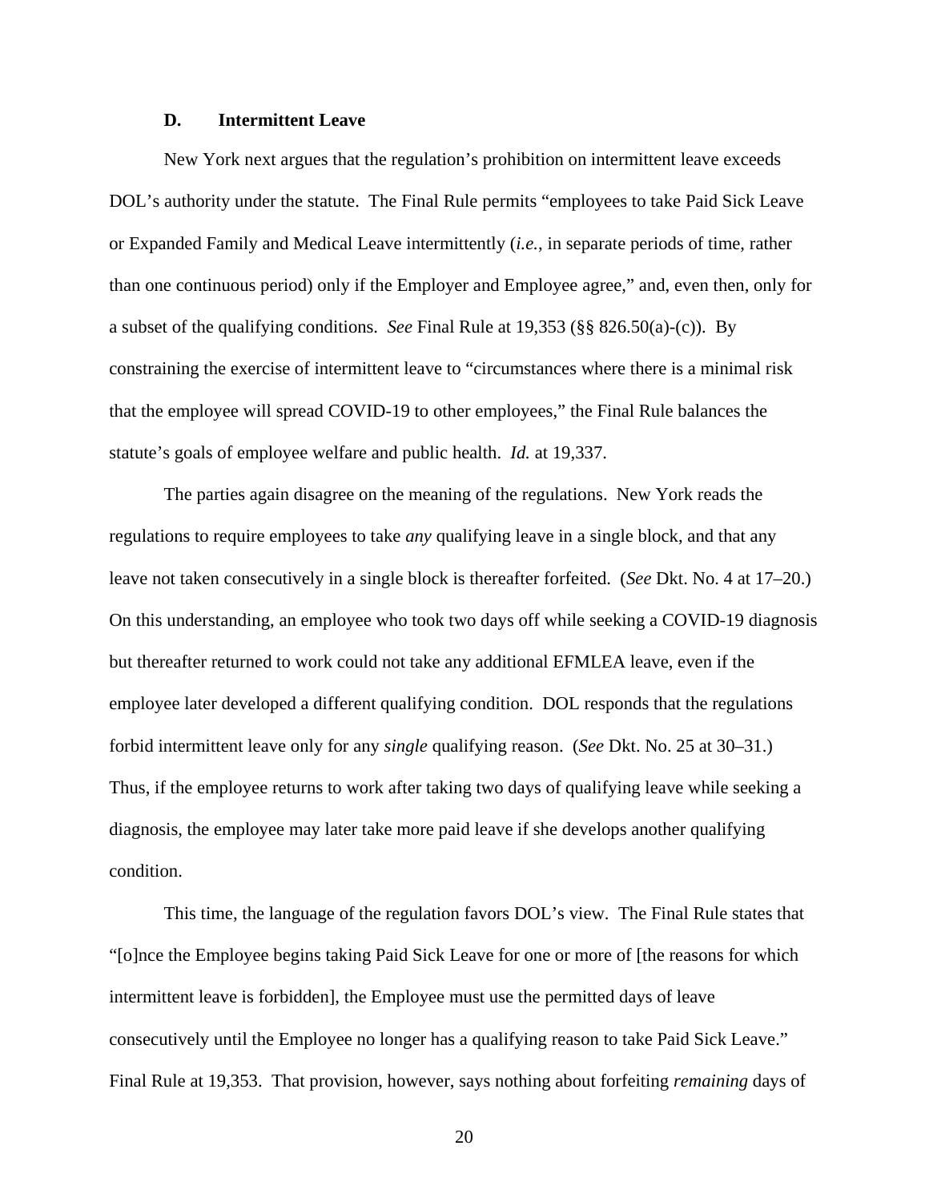### D. Intermittent Leave

New York next argues that the regulation's prohibition on intermittent leave exceeds DOL's authority under the statute. The Final Rule permits "employees to take Paid Sick Leave or Expanded Family and Medical Leave intermittently (*i.e.*, in separate periods of time, rather than one continuous period) only if the Employer and Employee agree," and, even then, only for a subset of the qualifying conditions. *See* Final Rule at 19,353 (§§ 826.50(a)-(c)). By constraining the exercise of intermittent leave to "circumstances where there is a minimal risk that the employee will spread COVID-19 to other employees," the Final Rule balances the statute's goals of employee welfare and public health. *Id.* at 19,337.

The parties again disagree on the meaning of the regulations. New York reads the regulations to require employees to take *any* qualifying leave in a single block, and that any leave not taken consecutively in a single block is thereafter forfeited. (*See* Dkt. No. 4 at 17–20.) On this understanding, an employee who took two days off while seeking a COVID-19 diagnosis but thereafter returned to work could not take any additional EFMLEA leave, even if the employee later developed a different qualifying condition. DOL responds that the regulations forbid intermittent leave only for any *single* qualifying reason. (*See* Dkt. No. 25 at 30–31.) Thus, if the employee returns to work after taking two days of qualifying leave while seeking a diagnosis, the employee may later take more paid leave if she develops another qualifying condition.

This time, the language of the regulation favors DOL's view. The Final Rule states that "[o]nce the Employee begins taking Paid Sick Leave for one or more of [the reasons for which intermittent leave is forbidden], the Employee must use the permitted days of leave consecutively until the Employee no longer has a qualifying reason to take Paid Sick Leave." Final Rule at 19,353. That provision, however, says nothing about forfeiting *remaining* days of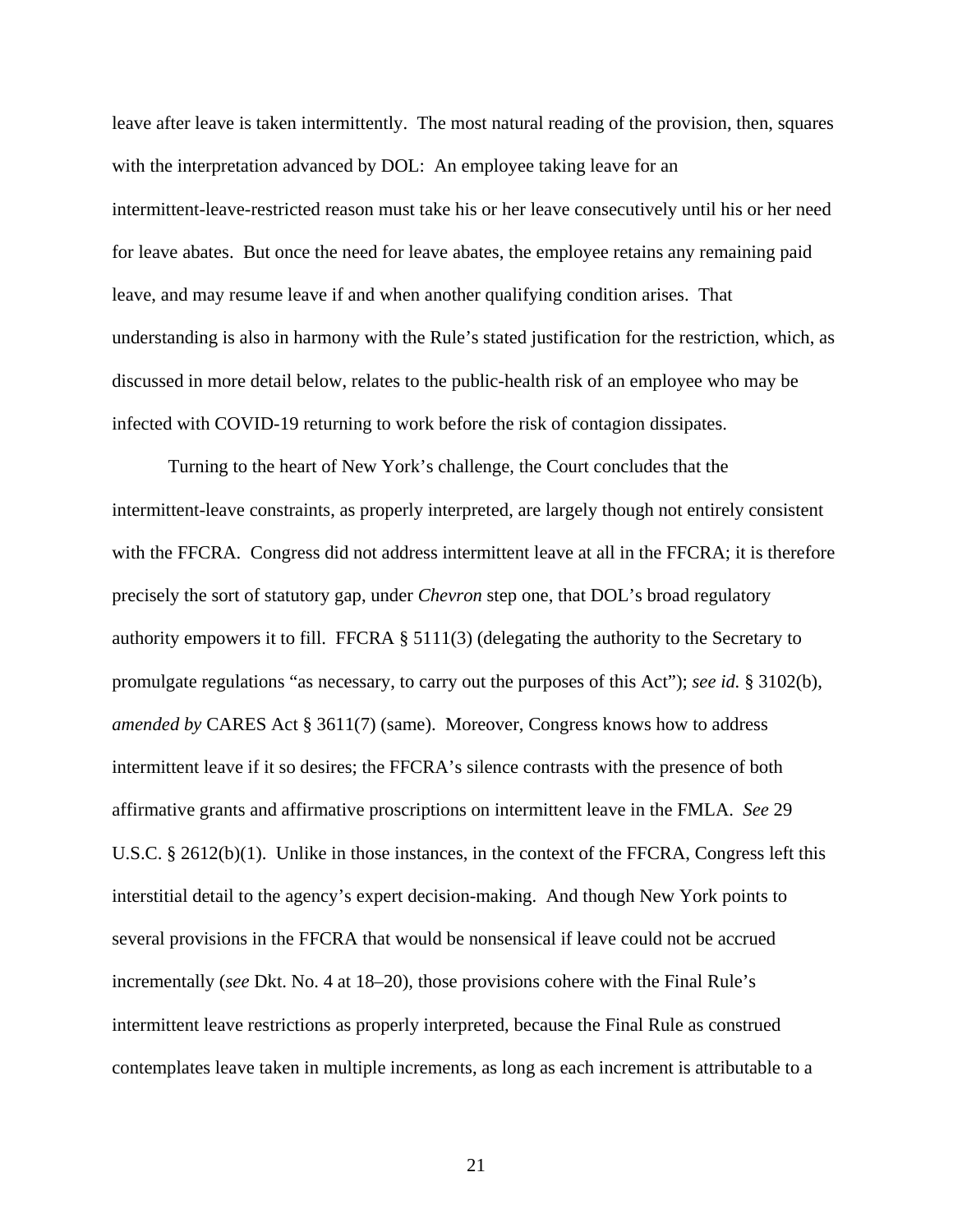leave after leave is taken intermittently. The most natural reading of the provision, then, squares with the interpretation advanced by DOL: An employee taking leave for an intermittent-leave-restricted reason must take his or her leave consecutively until his or her need for leave abates. But once the need for leave abates, the employee retains any remaining paid leave, and may resume leave if and when another qualifying condition arises. That understanding is also in harmony with the Rule's stated justification for the restriction, which, as discussed in more detail below, relates to the public-health risk of an employee who may be infected with COVID-19 returning to work before the risk of contagion dissipates.

Turning to the heart of New York's challenge, the Court concludes that the intermittent-leave constraints, as properly interpreted, are largely though not entirely consistent with the FFCRA. Congress did not address intermittent leave at all in the FFCRA; it is therefore precisely the sort of statutory gap, under *Chevron* step one, that DOL's broad regulatory authority empowers it to fill. FFCRA § 5111(3) (delegating the authority to the Secretary to promulgate regulations "as necessary, to carry out the purposes of this Act"); *see id.* § 3102(b), *amended by* CARES Act § 3611(7) (same). Moreover, Congress knows how to address intermittent leave if it so desires; the FFCRA's silence contrasts with the presence of both affirmative grants and affirmative proscriptions on intermittent leave in the FMLA. *See* 29 U.S.C. § 2612(b)(1). Unlike in those instances, in the context of the FFCRA, Congress left this interstitial detail to the agency's expert decision-making. And though New York points to several provisions in the FFCRA that would be nonsensical if leave could not be accrued incrementally (*see* Dkt. No. 4 at 18–20), those provisions cohere with the Final Rule's intermittent leave restrictions as properly interpreted, because the Final Rule as construed contemplates leave taken in multiple increments, as long as each increment is attributable to a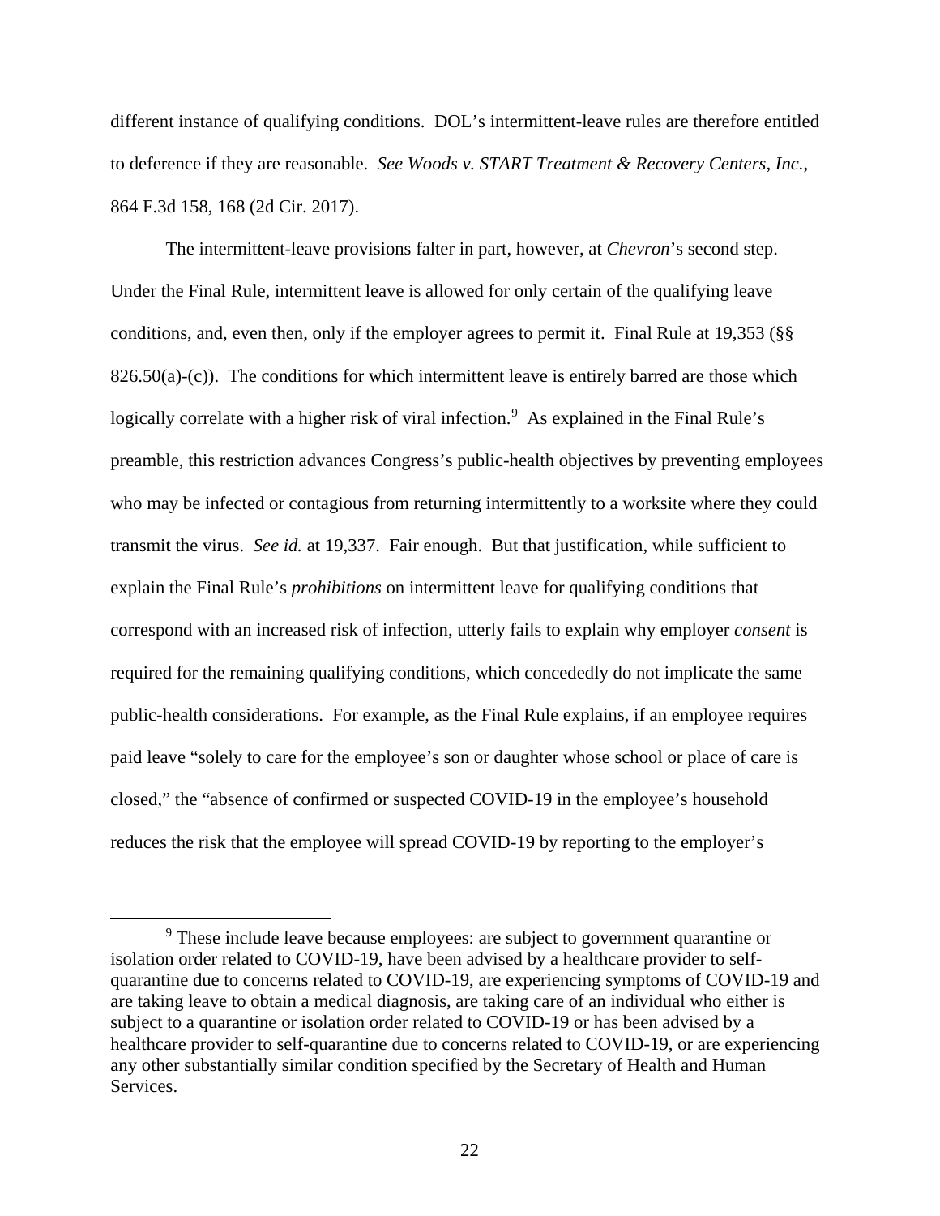different instance of qualifying conditions. DOL's intermittent-leave rules are therefore entitled to deference if they are reasonable. *See Woods v. START Treatment & Recovery Centers, Inc.*, 864 F.3d 158, 168 (2d Cir. 2017).

The intermittent-leave provisions falter in part, however, at *Chevron*'s second step. Under the Final Rule, intermittent leave is allowed for only certain of the qualifying leave conditions, and, even then, only if the employer agrees to permit it. Final Rule at 19,353 (§§ 826.50(a)-(c)). The conditions for which intermittent leave is entirely barred are those which logically correlate with a higher risk of viral infection.[9] As explained in the Final Rule's preamble, this restriction advances Congress's public-health objectives by preventing employees who may be infected or contagious from returning intermittently to a worksite where they could transmit the virus. *See id.* at 19,337. Fair enough. But that justification, while sufficient to explain the Final Rule's *prohibitions* on intermittent leave for qualifying conditions that correspond with an increased risk of infection, utterly fails to explain why employer *consent* is required for the remaining qualifying conditions, which concededly do not implicate the same public-health considerations. For example, as the Final Rule explains, if an employee requires paid leave "solely to care for the employee's son or daughter whose school or place of care is closed," the "absence of confirmed or suspected COVID-19 in the employee's household reduces the risk that the employee will spread COVID-19 by reporting to the employer's

[9] These include leave because employees: are subject to government quarantine or isolation order related to COVID-19, have been advised by a healthcare provider to self-quarantine due to concerns related to COVID-19, are experiencing symptoms of COVID-19 and are taking leave to obtain a medical diagnosis, are taking care of an individual who either is subject to a quarantine or isolation order related to COVID-19 or has been advised by a healthcare provider to self-quarantine due to concerns related to COVID-19, or are experiencing any other substantially similar condition specified by the Secretary of Health and Human Services.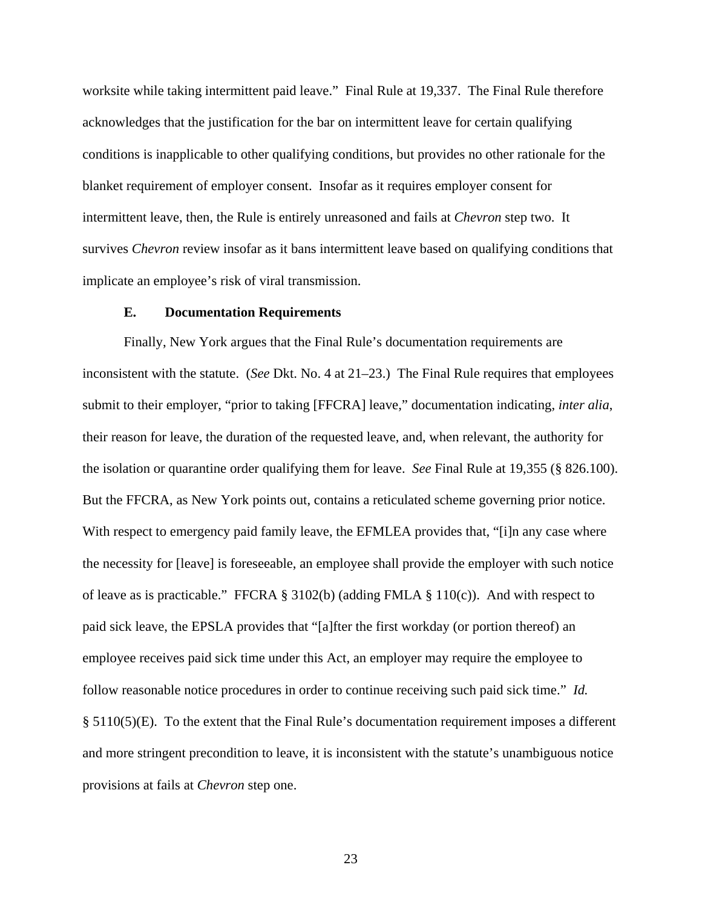worksite while taking intermittent paid leave." Final Rule at 19,337. The Final Rule therefore acknowledges that the justification for the bar on intermittent leave for certain qualifying conditions is inapplicable to other qualifying conditions, but provides no other rationale for the blanket requirement of employer consent. Insofar as it requires employer consent for intermittent leave, then, the Rule is entirely unreasoned and fails at *Chevron* step two. It survives *Chevron* review insofar as it bans intermittent leave based on qualifying conditions that implicate an employee's risk of viral transmission.

### E. Documentation Requirements

Finally, New York argues that the Final Rule's documentation requirements are inconsistent with the statute. (*See* Dkt. No. 4 at 21–23.) The Final Rule requires that employees submit to their employer, "prior to taking [FFCRA] leave," documentation indicating, *inter alia*, their reason for leave, the duration of the requested leave, and, when relevant, the authority for the isolation or quarantine order qualifying them for leave. *See* Final Rule at 19,355 (§ 826.100). But the FFCRA, as New York points out, contains a reticulated scheme governing prior notice. With respect to emergency paid family leave, the EFMLEA provides that, "[i]n any case where the necessity for [leave] is foreseeable, an employee shall provide the employer with such notice of leave as is practicable." FFCRA § 3102(b) (adding FMLA § 110(c)). And with respect to paid sick leave, the EPSLA provides that "[a]fter the first workday (or portion thereof) an employee receives paid sick time under this Act, an employer may require the employee to follow reasonable notice procedures in order to continue receiving such paid sick time." *Id.* § 5110(5)(E). To the extent that the Final Rule's documentation requirement imposes a different and more stringent precondition to leave, it is inconsistent with the statute's unambiguous notice provisions at fails at *Chevron* step one.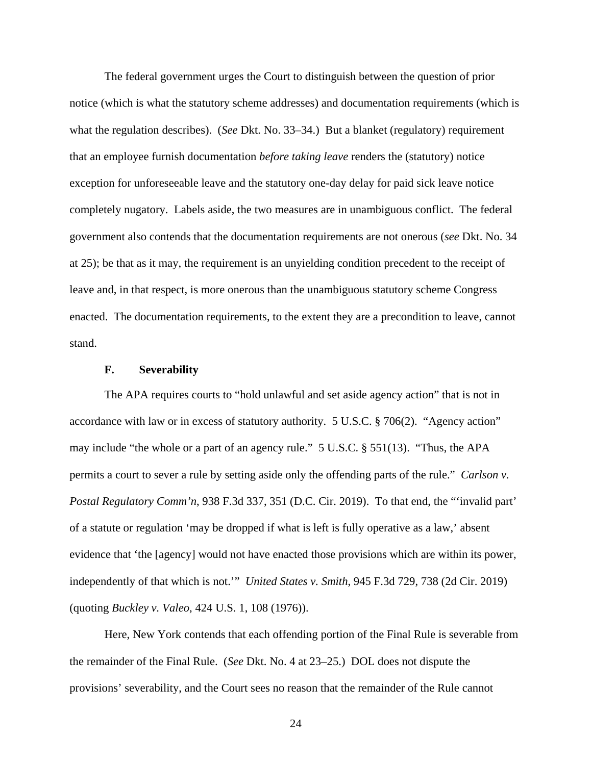The federal government urges the Court to distinguish between the question of prior notice (which is what the statutory scheme addresses) and documentation requirements (which is what the regulation describes). (*See* Dkt. No. 33–34.) But a blanket (regulatory) requirement that an employee furnish documentation *before taking leave* renders the (statutory) notice exception for unforeseeable leave and the statutory one-day delay for paid sick leave notice completely nugatory. Labels aside, the two measures are in unambiguous conflict. The federal government also contends that the documentation requirements are not onerous (*see* Dkt. No. 34 at 25); be that as it may, the requirement is an unyielding condition precedent to the receipt of leave and, in that respect, is more onerous than the unambiguous statutory scheme Congress enacted. The documentation requirements, to the extent they are a precondition to leave, cannot stand.

### F. Severability

The APA requires courts to "hold unlawful and set aside agency action" that is not in accordance with law or in excess of statutory authority. 5 U.S.C. § 706(2). "Agency action" may include "the whole or a part of an agency rule." 5 U.S.C. § 551(13). "Thus, the APA permits a court to sever a rule by setting aside only the offending parts of the rule." *Carlson v. Postal Regulatory Comm'n*, 938 F.3d 337, 351 (D.C. Cir. 2019). To that end, the "'invalid part' of a statute or regulation 'may be dropped if what is left is fully operative as a law,' absent evidence that 'the [agency] would not have enacted those provisions which are within its power, independently of that which is not.'" *United States v. Smith*, 945 F.3d 729, 738 (2d Cir. 2019) (quoting *Buckley v. Valeo*, 424 U.S. 1, 108 (1976)).

Here, New York contends that each offending portion of the Final Rule is severable from the remainder of the Final Rule. (*See* Dkt. No. 4 at 23–25.) DOL does not dispute the provisions' severability, and the Court sees no reason that the remainder of the Rule cannot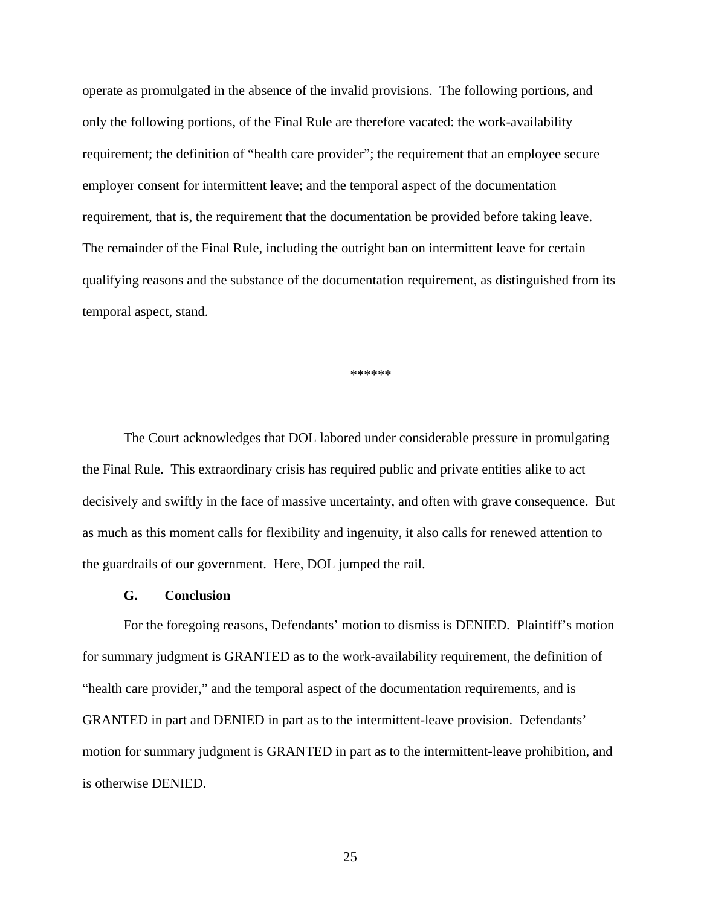operate as promulgated in the absence of the invalid provisions. The following portions, and only the following portions, of the Final Rule are therefore vacated: the work-availability requirement; the definition of "health care provider"; the requirement that an employee secure employer consent for intermittent leave; and the temporal aspect of the documentation requirement, that is, the requirement that the documentation be provided before taking leave. The remainder of the Final Rule, including the outright ban on intermittent leave for certain qualifying reasons and the substance of the documentation requirement, as distinguished from its temporal aspect, stand.

******

The Court acknowledges that DOL labored under considerable pressure in promulgating the Final Rule. This extraordinary crisis has required public and private entities alike to act decisively and swiftly in the face of massive uncertainty, and often with grave consequence. But as much as this moment calls for flexibility and ingenuity, it also calls for renewed attention to the guardrails of our government. Here, DOL jumped the rail.

### G. Conclusion

For the foregoing reasons, Defendants' motion to dismiss is DENIED. Plaintiff's motion for summary judgment is GRANTED as to the work-availability requirement, the definition of "health care provider," and the temporal aspect of the documentation requirements, and is GRANTED in part and DENIED in part as to the intermittent-leave provision. Defendants' motion for summary judgment is GRANTED in part as to the intermittent-leave prohibition, and is otherwise DENIED.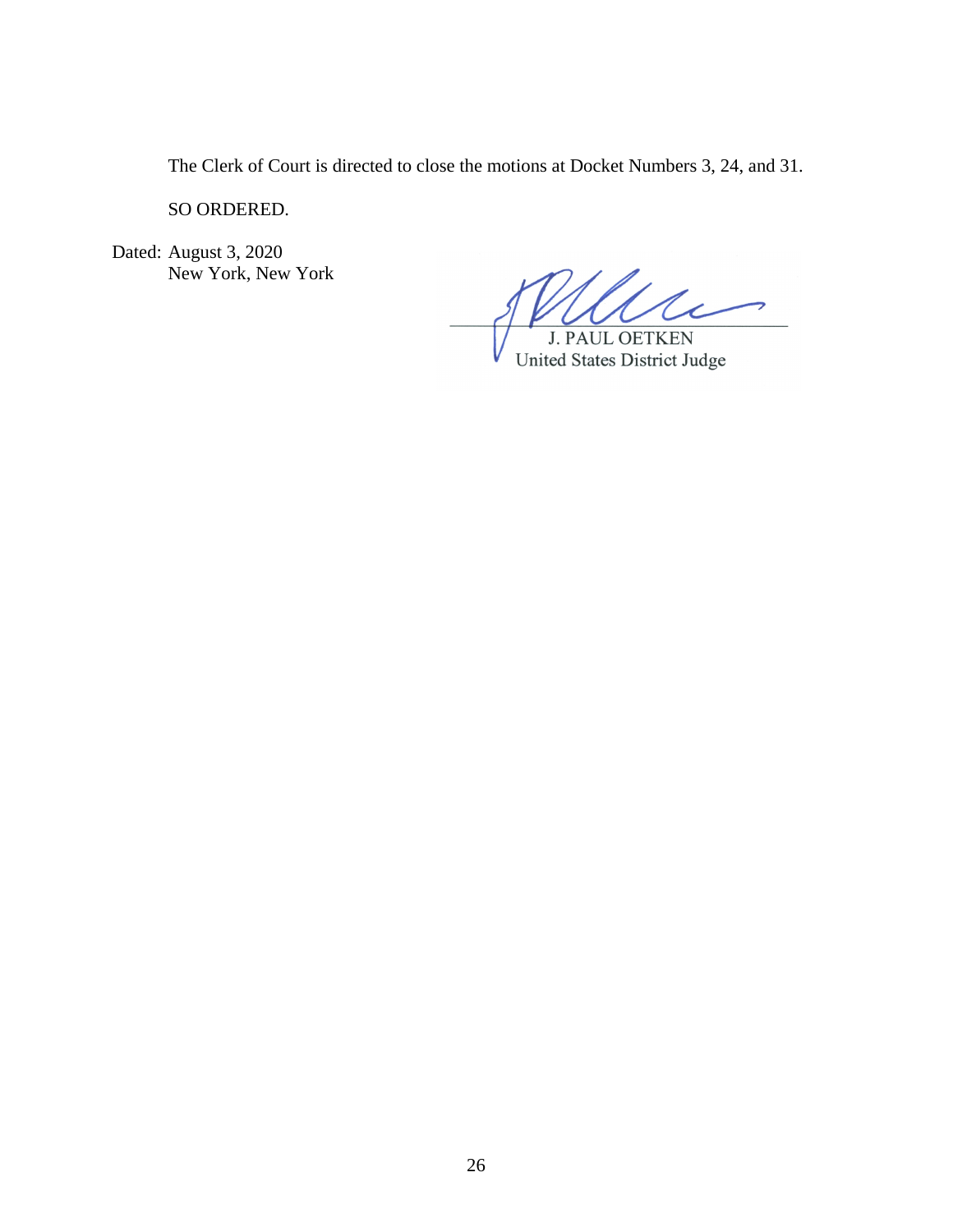The Clerk of Court is directed to close the motions at Docket Numbers 3, 24, and 31.

SO ORDERED.

Dated: August 3, 2020
New York, New York

J. PAUL OETKEN
United States District Judge